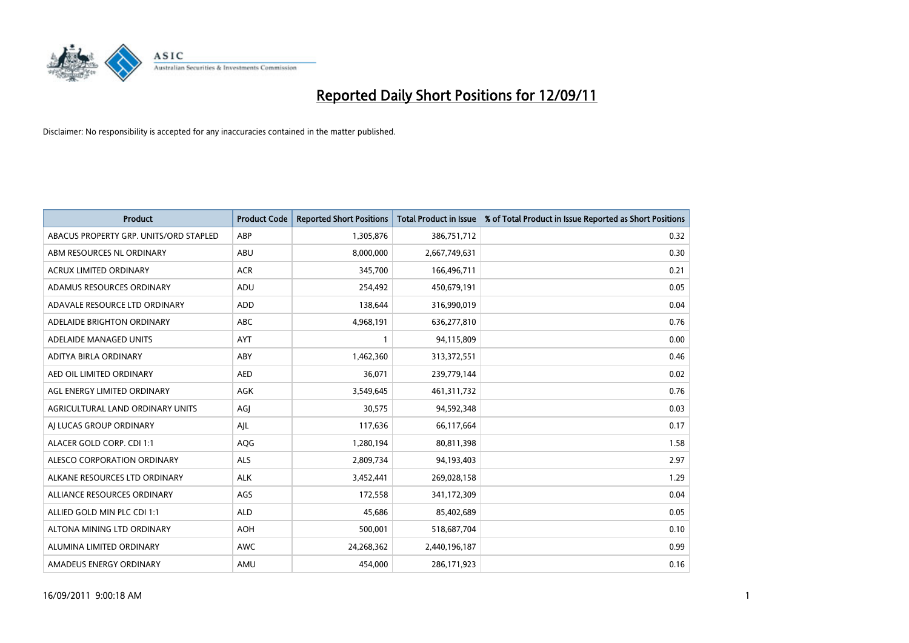# Reported Daily Short Positions for 12/09/11

Disclaimer: No responsibility is accepted for any inaccuracies contained in the matter published.

| Product | Product Code | Reported Short Positions | Total Product in Issue | % of Total Product in Issue Reported as Short Positions |
|---|---|---|---|---|
| ABACUS PROPERTY GRP. UNITS/ORD STAPLED | ABP | 1,305,876 | 386,751,712 | 0.32 |
| ABM RESOURCES NL ORDINARY | ABU | 8,000,000 | 2,667,749,631 | 0.30 |
| ACRUX LIMITED ORDINARY | ACR | 345,700 | 166,496,711 | 0.21 |
| ADAMUS RESOURCES ORDINARY | ADU | 254,492 | 450,679,191 | 0.05 |
| ADAVALE RESOURCE LTD ORDINARY | ADD | 138,644 | 316,990,019 | 0.04 |
| ADELAIDE BRIGHTON ORDINARY | ABC | 4,968,191 | 636,277,810 | 0.76 |
| ADELAIDE MANAGED UNITS | AYT | 1 | 94,115,809 | 0.00 |
| ADITYA BIRLA ORDINARY | ABY | 1,462,360 | 313,372,551 | 0.46 |
| AED OIL LIMITED ORDINARY | AED | 36,071 | 239,779,144 | 0.02 |
| AGL ENERGY LIMITED ORDINARY | AGK | 3,549,645 | 461,311,732 | 0.76 |
| AGRICULTURAL LAND ORDINARY UNITS | AGJ | 30,575 | 94,592,348 | 0.03 |
| AJ LUCAS GROUP ORDINARY | AJL | 117,636 | 66,117,664 | 0.17 |
| ALACER GOLD CORP. CDI 1:1 | AQG | 1,280,194 | 80,811,398 | 1.58 |
| ALESCO CORPORATION ORDINARY | ALS | 2,809,734 | 94,193,403 | 2.97 |
| ALKANE RESOURCES LTD ORDINARY | ALK | 3,452,441 | 269,028,158 | 1.29 |
| ALLIANCE RESOURCES ORDINARY | AGS | 172,558 | 341,172,309 | 0.04 |
| ALLIED GOLD MIN PLC CDI 1:1 | ALD | 45,686 | 85,402,689 | 0.05 |
| ALTONA MINING LTD ORDINARY | AOH | 500,001 | 518,687,704 | 0.10 |
| ALUMINA LIMITED ORDINARY | AWC | 24,268,362 | 2,440,196,187 | 0.99 |
| AMADEUS ENERGY ORDINARY | AMU | 454,000 | 286,171,923 | 0.16 |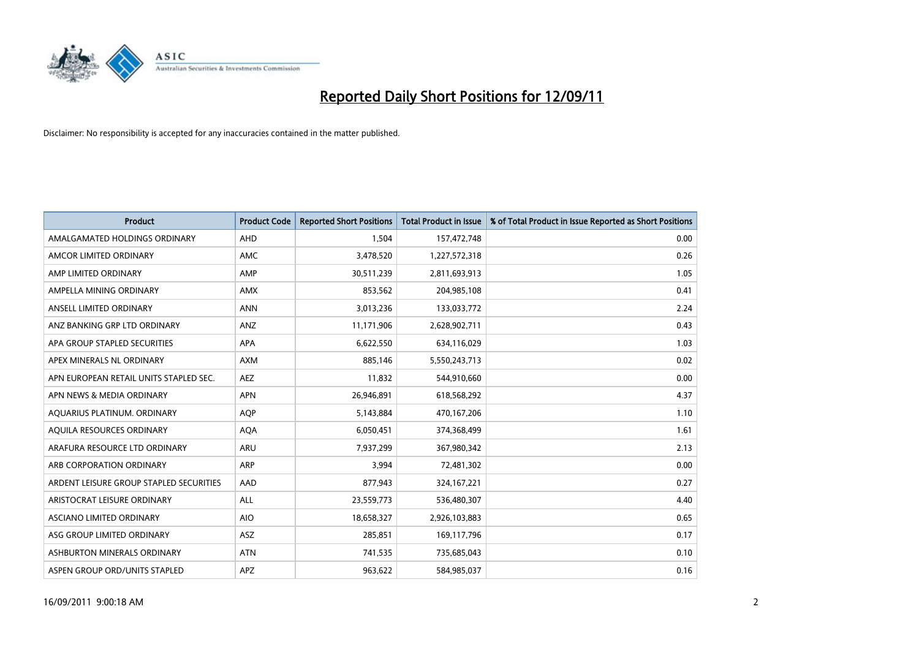# Reported Daily Short Positions for 12/09/11

Disclaimer: No responsibility is accepted for any inaccuracies contained in the matter published.

| Product | Product Code | Reported Short Positions | Total Product in Issue | % of Total Product in Issue Reported as Short Positions |
|---|---|---|---|---|
| AMALGAMATED HOLDINGS ORDINARY | AHD | 1,504 | 157,472,748 | 0.00 |
| AMCOR LIMITED ORDINARY | AMC | 3,478,520 | 1,227,572,318 | 0.26 |
| AMP LIMITED ORDINARY | AMP | 30,511,239 | 2,811,693,913 | 1.05 |
| AMPELLA MINING ORDINARY | AMX | 853,562 | 204,985,108 | 0.41 |
| ANSELL LIMITED ORDINARY | ANN | 3,013,236 | 133,033,772 | 2.24 |
| ANZ BANKING GRP LTD ORDINARY | ANZ | 11,171,906 | 2,628,902,711 | 0.43 |
| APA GROUP STAPLED SECURITIES | APA | 6,622,550 | 634,116,029 | 1.03 |
| APEX MINERALS NL ORDINARY | AXM | 885,146 | 5,550,243,713 | 0.02 |
| APN EUROPEAN RETAIL UNITS STAPLED SEC. | AEZ | 11,832 | 544,910,660 | 0.00 |
| APN NEWS & MEDIA ORDINARY | APN | 26,946,891 | 618,568,292 | 4.37 |
| AQUARIUS PLATINUM. ORDINARY | AQP | 5,143,884 | 470,167,206 | 1.10 |
| AQUILA RESOURCES ORDINARY | AQA | 6,050,451 | 374,368,499 | 1.61 |
| ARAFURA RESOURCE LTD ORDINARY | ARU | 7,937,299 | 367,980,342 | 2.13 |
| ARB CORPORATION ORDINARY | ARP | 3,994 | 72,481,302 | 0.00 |
| ARDENT LEISURE GROUP STAPLED SECURITIES | AAD | 877,943 | 324,167,221 | 0.27 |
| ARISTOCRAT LEISURE ORDINARY | ALL | 23,559,773 | 536,480,307 | 4.40 |
| ASCIANO LIMITED ORDINARY | AIO | 18,658,327 | 2,926,103,883 | 0.65 |
| ASG GROUP LIMITED ORDINARY | ASZ | 285,851 | 169,117,796 | 0.17 |
| ASHBURTON MINERALS ORDINARY | ATN | 741,535 | 735,685,043 | 0.10 |
| ASPEN GROUP ORD/UNITS STAPLED | APZ | 963,622 | 584,985,037 | 0.16 |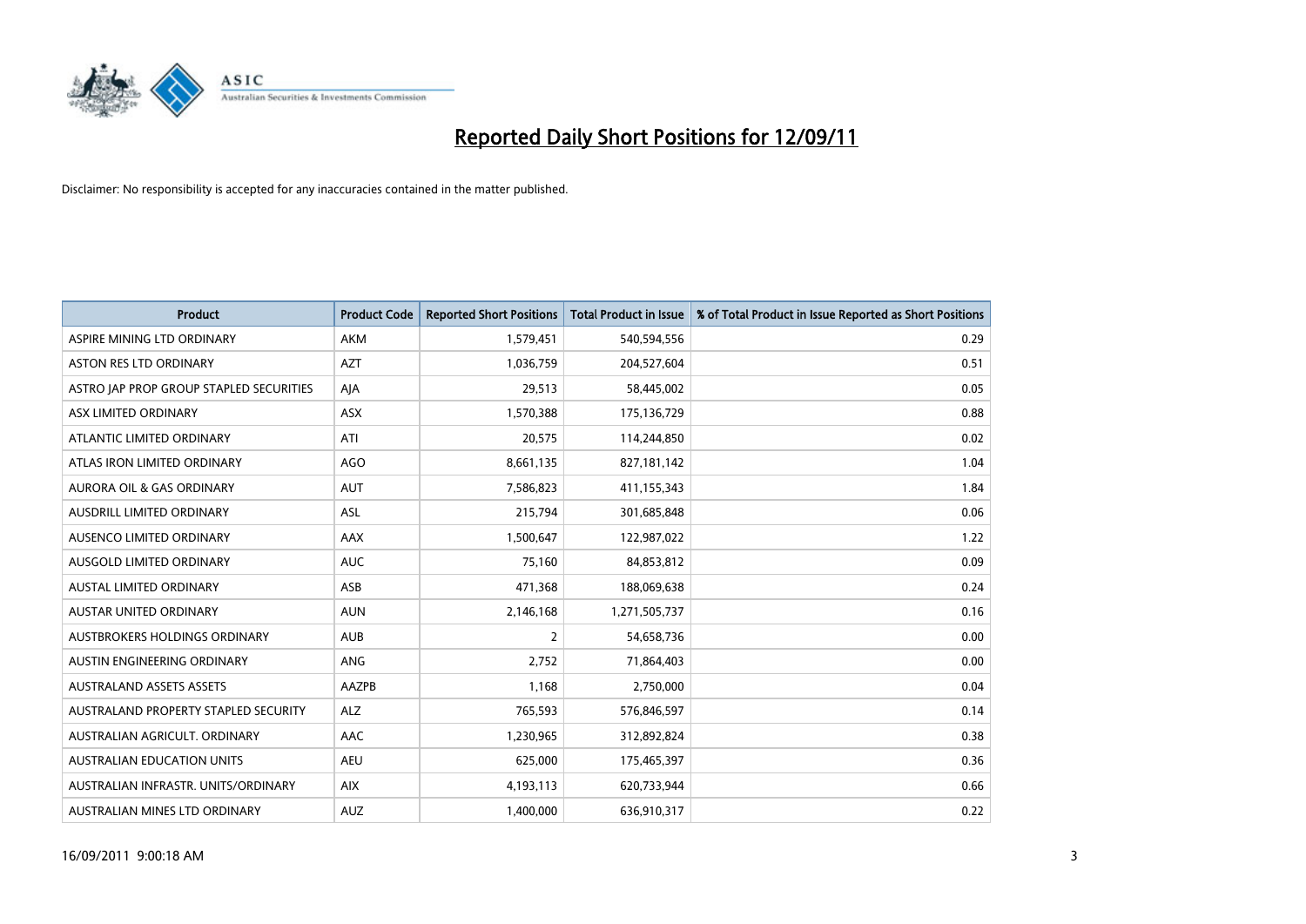# Reported Daily Short Positions for 12/09/11

Disclaimer: No responsibility is accepted for any inaccuracies contained in the matter published.

| Product | Product Code | Reported Short Positions | Total Product in Issue | % of Total Product in Issue Reported as Short Positions |
|---|---|---|---|---|
| ASPIRE MINING LTD ORDINARY | AKM | 1,579,451 | 540,594,556 | 0.29 |
| ASTON RES LTD ORDINARY | AZT | 1,036,759 | 204,527,604 | 0.51 |
| ASTRO JAP PROP GROUP STAPLED SECURITIES | AJA | 29,513 | 58,445,002 | 0.05 |
| ASX LIMITED ORDINARY | ASX | 1,570,388 | 175,136,729 | 0.88 |
| ATLANTIC LIMITED ORDINARY | ATI | 20,575 | 114,244,850 | 0.02 |
| ATLAS IRON LIMITED ORDINARY | AGO | 8,661,135 | 827,181,142 | 1.04 |
| AURORA OIL & GAS ORDINARY | AUT | 7,586,823 | 411,155,343 | 1.84 |
| AUSDRILL LIMITED ORDINARY | ASL | 215,794 | 301,685,848 | 0.06 |
| AUSENCO LIMITED ORDINARY | AAX | 1,500,647 | 122,987,022 | 1.22 |
| AUSGOLD LIMITED ORDINARY | AUC | 75,160 | 84,853,812 | 0.09 |
| AUSTAL LIMITED ORDINARY | ASB | 471,368 | 188,069,638 | 0.24 |
| AUSTAR UNITED ORDINARY | AUN | 2,146,168 | 1,271,505,737 | 0.16 |
| AUSTBROKERS HOLDINGS ORDINARY | AUB | 2 | 54,658,736 | 0.00 |
| AUSTIN ENGINEERING ORDINARY | ANG | 2,752 | 71,864,403 | 0.00 |
| AUSTRALAND ASSETS ASSETS | AAZPB | 1,168 | 2,750,000 | 0.04 |
| AUSTRALAND PROPERTY STAPLED SECURITY | ALZ | 765,593 | 576,846,597 | 0.14 |
| AUSTRALIAN AGRICULT. ORDINARY | AAC | 1,230,965 | 312,892,824 | 0.38 |
| AUSTRALIAN EDUCATION UNITS | AEU | 625,000 | 175,465,397 | 0.36 |
| AUSTRALIAN INFRASTR. UNITS/ORDINARY | AIX | 4,193,113 | 620,733,944 | 0.66 |
| AUSTRALIAN MINES LTD ORDINARY | AUZ | 1,400,000 | 636,910,317 | 0.22 |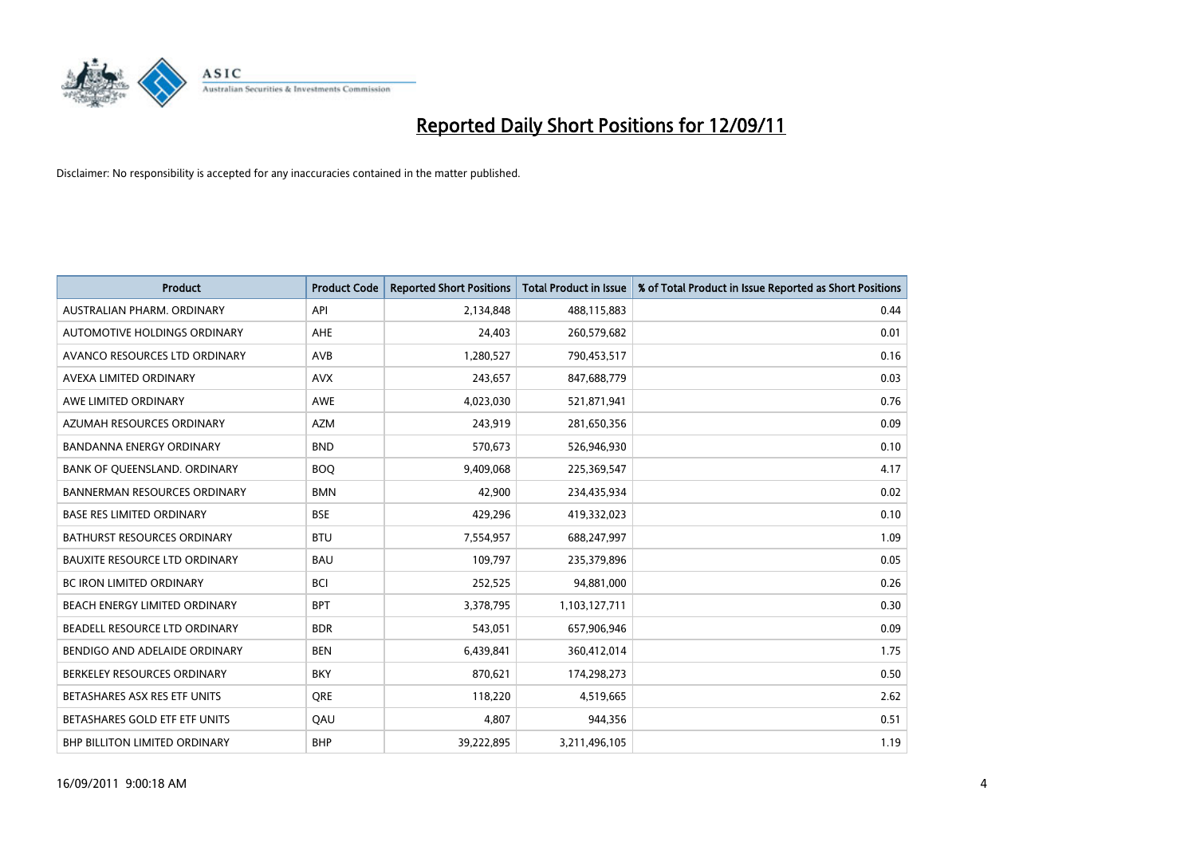# Reported Daily Short Positions for 12/09/11

Disclaimer: No responsibility is accepted for any inaccuracies contained in the matter published.

| Product | Product Code | Reported Short Positions | Total Product in Issue | % of Total Product in Issue Reported as Short Positions |
|---|---|---|---|---|
| AUSTRALIAN PHARM. ORDINARY | API | 2,134,848 | 488,115,883 | 0.44 |
| AUTOMOTIVE HOLDINGS ORDINARY | AHE | 24,403 | 260,579,682 | 0.01 |
| AVANCO RESOURCES LTD ORDINARY | AVB | 1,280,527 | 790,453,517 | 0.16 |
| AVEXA LIMITED ORDINARY | AVX | 243,657 | 847,688,779 | 0.03 |
| AWE LIMITED ORDINARY | AWE | 4,023,030 | 521,871,941 | 0.76 |
| AZUMAH RESOURCES ORDINARY | AZM | 243,919 | 281,650,356 | 0.09 |
| BANDANNA ENERGY ORDINARY | BND | 570,673 | 526,946,930 | 0.10 |
| BANK OF QUEENSLAND. ORDINARY | BOQ | 9,409,068 | 225,369,547 | 4.17 |
| BANNERMAN RESOURCES ORDINARY | BMN | 42,900 | 234,435,934 | 0.02 |
| BASE RES LIMITED ORDINARY | BSE | 429,296 | 419,332,023 | 0.10 |
| BATHURST RESOURCES ORDINARY | BTU | 7,554,957 | 688,247,997 | 1.09 |
| BAUXITE RESOURCE LTD ORDINARY | BAU | 109,797 | 235,379,896 | 0.05 |
| BC IRON LIMITED ORDINARY | BCI | 252,525 | 94,881,000 | 0.26 |
| BEACH ENERGY LIMITED ORDINARY | BPT | 3,378,795 | 1,103,127,711 | 0.30 |
| BEADELL RESOURCE LTD ORDINARY | BDR | 543,051 | 657,906,946 | 0.09 |
| BENDIGO AND ADELAIDE ORDINARY | BEN | 6,439,841 | 360,412,014 | 1.75 |
| BERKELEY RESOURCES ORDINARY | BKY | 870,621 | 174,298,273 | 0.50 |
| BETASHARES ASX RES ETF UNITS | QRE | 118,220 | 4,519,665 | 2.62 |
| BETASHARES GOLD ETF ETF UNITS | QAU | 4,807 | 944,356 | 0.51 |
| BHP BILLITON LIMITED ORDINARY | BHP | 39,222,895 | 3,211,496,105 | 1.19 |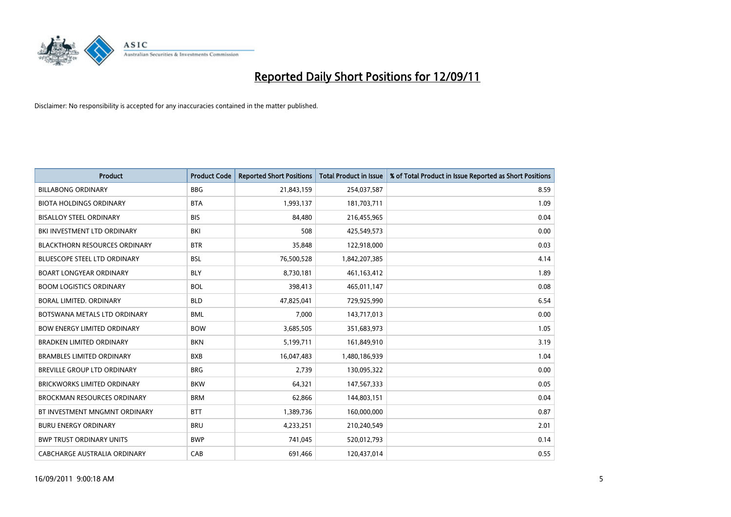# Reported Daily Short Positions for 12/09/11

Disclaimer: No responsibility is accepted for any inaccuracies contained in the matter published.

| Product | Product Code | Reported Short Positions | Total Product in Issue | % of Total Product in Issue Reported as Short Positions |
|---|---|---|---|---|
| BILLABONG ORDINARY | BBG | 21,843,159 | 254,037,587 | 8.59 |
| BIOTA HOLDINGS ORDINARY | BTA | 1,993,137 | 181,703,711 | 1.09 |
| BISALLOY STEEL ORDINARY | BIS | 84,480 | 216,455,965 | 0.04 |
| BKI INVESTMENT LTD ORDINARY | BKI | 508 | 425,549,573 | 0.00 |
| BLACKTHORN RESOURCES ORDINARY | BTR | 35,848 | 122,918,000 | 0.03 |
| BLUESCOPE STEEL LTD ORDINARY | BSL | 76,500,528 | 1,842,207,385 | 4.14 |
| BOART LONGYEAR ORDINARY | BLY | 8,730,181 | 461,163,412 | 1.89 |
| BOOM LOGISTICS ORDINARY | BOL | 398,413 | 465,011,147 | 0.08 |
| BORAL LIMITED. ORDINARY | BLD | 47,825,041 | 729,925,990 | 6.54 |
| BOTSWANA METALS LTD ORDINARY | BML | 7,000 | 143,717,013 | 0.00 |
| BOW ENERGY LIMITED ORDINARY | BOW | 3,685,505 | 351,683,973 | 1.05 |
| BRADKEN LIMITED ORDINARY | BKN | 5,199,711 | 161,849,910 | 3.19 |
| BRAMBLES LIMITED ORDINARY | BXB | 16,047,483 | 1,480,186,939 | 1.04 |
| BREVILLE GROUP LTD ORDINARY | BRG | 2,739 | 130,095,322 | 0.00 |
| BRICKWORKS LIMITED ORDINARY | BKW | 64,321 | 147,567,333 | 0.05 |
| BROCKMAN RESOURCES ORDINARY | BRM | 62,866 | 144,803,151 | 0.04 |
| BT INVESTMENT MNGMNT ORDINARY | BTT | 1,389,736 | 160,000,000 | 0.87 |
| BURU ENERGY ORDINARY | BRU | 4,233,251 | 210,240,549 | 2.01 |
| BWP TRUST ORDINARY UNITS | BWP | 741,045 | 520,012,793 | 0.14 |
| CABCHARGE AUSTRALIA ORDINARY | CAB | 691,466 | 120,437,014 | 0.55 |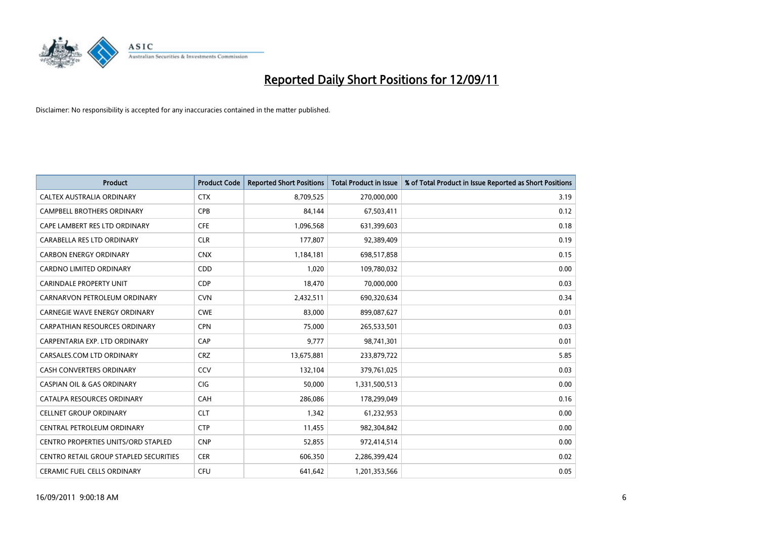# Reported Daily Short Positions for 12/09/11

Disclaimer: No responsibility is accepted for any inaccuracies contained in the matter published.

| Product | Product Code | Reported Short Positions | Total Product in Issue | % of Total Product in Issue Reported as Short Positions |
|---|---|---|---|---|
| CALTEX AUSTRALIA ORDINARY | CTX | 8,709,525 | 270,000,000 | 3.19 |
| CAMPBELL BROTHERS ORDINARY | CPB | 84,144 | 67,503,411 | 0.12 |
| CAPE LAMBERT RES LTD ORDINARY | CFE | 1,096,568 | 631,399,603 | 0.18 |
| CARABELLA RES LTD ORDINARY | CLR | 177,807 | 92,389,409 | 0.19 |
| CARBON ENERGY ORDINARY | CNX | 1,184,181 | 698,517,858 | 0.15 |
| CARDNO LIMITED ORDINARY | CDD | 1,020 | 109,780,032 | 0.00 |
| CARINDALE PROPERTY UNIT | CDP | 18,470 | 70,000,000 | 0.03 |
| CARNARVON PETROLEUM ORDINARY | CVN | 2,432,511 | 690,320,634 | 0.34 |
| CARNEGIE WAVE ENERGY ORDINARY | CWE | 83,000 | 899,087,627 | 0.01 |
| CARPATHIAN RESOURCES ORDINARY | CPN | 75,000 | 265,533,501 | 0.03 |
| CARPENTARIA EXP. LTD ORDINARY | CAP | 9,777 | 98,741,301 | 0.01 |
| CARSALES.COM LTD ORDINARY | CRZ | 13,675,881 | 233,879,722 | 5.85 |
| CASH CONVERTERS ORDINARY | CCV | 132,104 | 379,761,025 | 0.03 |
| CASPIAN OIL & GAS ORDINARY | CIG | 50,000 | 1,331,500,513 | 0.00 |
| CATALPA RESOURCES ORDINARY | CAH | 286,086 | 178,299,049 | 0.16 |
| CELLNET GROUP ORDINARY | CLT | 1,342 | 61,232,953 | 0.00 |
| CENTRAL PETROLEUM ORDINARY | CTP | 11,455 | 982,304,842 | 0.00 |
| CENTRO PROPERTIES UNITS/ORD STAPLED | CNP | 52,855 | 972,414,514 | 0.00 |
| CENTRO RETAIL GROUP STAPLED SECURITIES | CER | 606,350 | 2,286,399,424 | 0.02 |
| CERAMIC FUEL CELLS ORDINARY | CFU | 641,642 | 1,201,353,566 | 0.05 |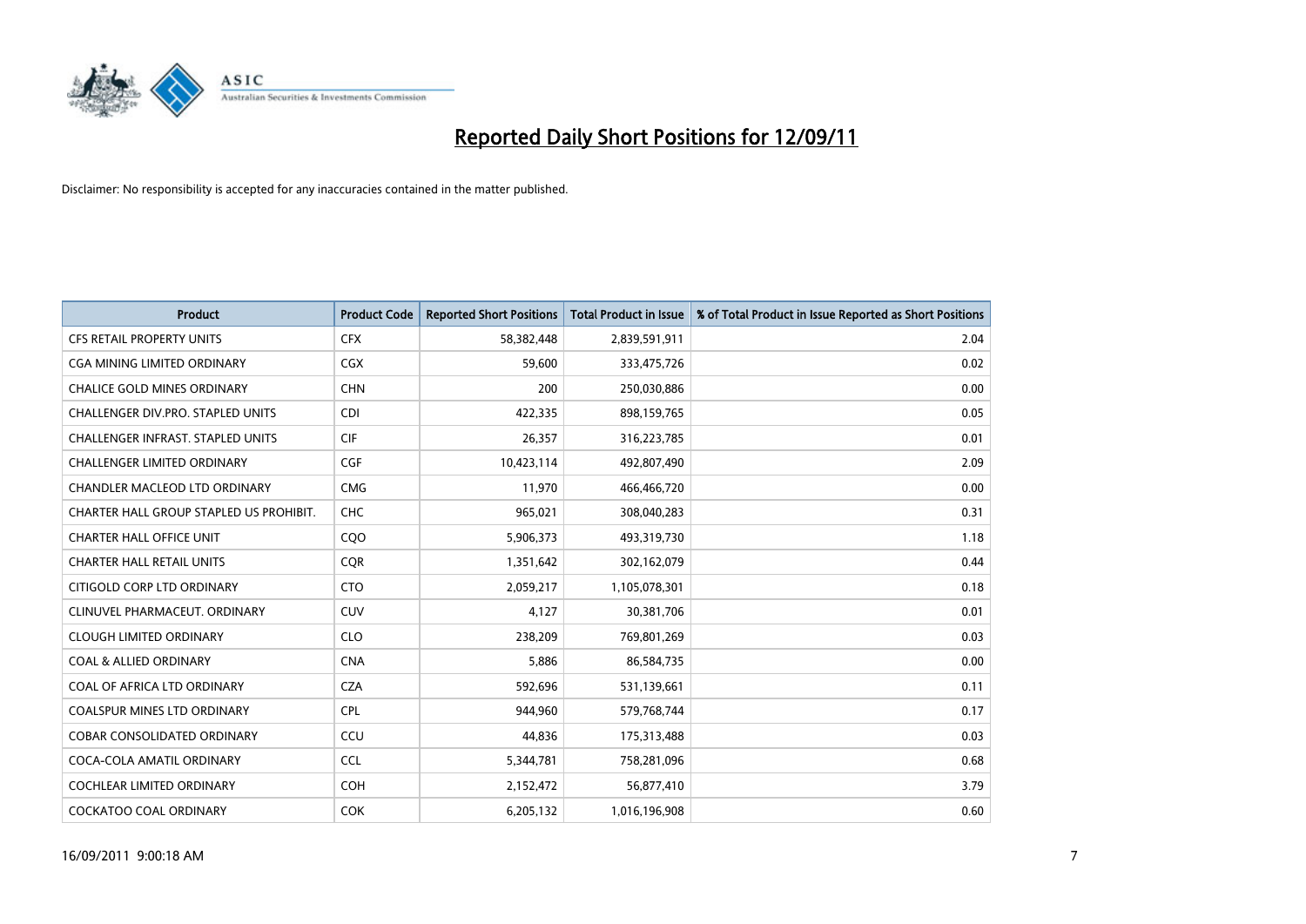# Reported Daily Short Positions for 12/09/11

Disclaimer: No responsibility is accepted for any inaccuracies contained in the matter published.

| Product | Product Code | Reported Short Positions | Total Product in Issue | % of Total Product in Issue Reported as Short Positions |
|---|---|---|---|---|
| CFS RETAIL PROPERTY UNITS | CFX | 58,382,448 | 2,839,591,911 | 2.04 |
| CGA MINING LIMITED ORDINARY | CGX | 59,600 | 333,475,726 | 0.02 |
| CHALICE GOLD MINES ORDINARY | CHN | 200 | 250,030,886 | 0.00 |
| CHALLENGER DIV.PRO. STAPLED UNITS | CDI | 422,335 | 898,159,765 | 0.05 |
| CHALLENGER INFRAST. STAPLED UNITS | CIF | 26,357 | 316,223,785 | 0.01 |
| CHALLENGER LIMITED ORDINARY | CGF | 10,423,114 | 492,807,490 | 2.09 |
| CHANDLER MACLEOD LTD ORDINARY | CMG | 11,970 | 466,466,720 | 0.00 |
| CHARTER HALL GROUP STAPLED US PROHIBIT. | CHC | 965,021 | 308,040,283 | 0.31 |
| CHARTER HALL OFFICE UNIT | CQO | 5,906,373 | 493,319,730 | 1.18 |
| CHARTER HALL RETAIL UNITS | CQR | 1,351,642 | 302,162,079 | 0.44 |
| CITIGOLD CORP LTD ORDINARY | CTO | 2,059,217 | 1,105,078,301 | 0.18 |
| CLINUVEL PHARMACEUT. ORDINARY | CUV | 4,127 | 30,381,706 | 0.01 |
| CLOUGH LIMITED ORDINARY | CLO | 238,209 | 769,801,269 | 0.03 |
| COAL & ALLIED ORDINARY | CNA | 5,886 | 86,584,735 | 0.00 |
| COAL OF AFRICA LTD ORDINARY | CZA | 592,696 | 531,139,661 | 0.11 |
| COALSPUR MINES LTD ORDINARY | CPL | 944,960 | 579,768,744 | 0.17 |
| COBAR CONSOLIDATED ORDINARY | CCU | 44,836 | 175,313,488 | 0.03 |
| COCA-COLA AMATIL ORDINARY | CCL | 5,344,781 | 758,281,096 | 0.68 |
| COCHLEAR LIMITED ORDINARY | COH | 2,152,472 | 56,877,410 | 3.79 |
| COCKATOO COAL ORDINARY | COK | 6,205,132 | 1,016,196,908 | 0.60 |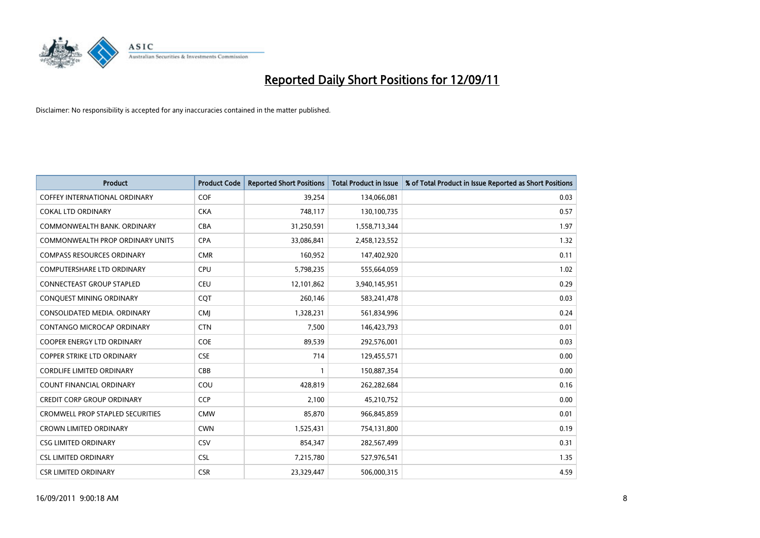# Reported Daily Short Positions for 12/09/11

Disclaimer: No responsibility is accepted for any inaccuracies contained in the matter published.

| Product | Product Code | Reported Short Positions | Total Product in Issue | % of Total Product in Issue Reported as Short Positions |
|---|---|---|---|---|
| COFFEY INTERNATIONAL ORDINARY | COF | 39,254 | 134,066,081 | 0.03 |
| COKAL LTD ORDINARY | CKA | 748,117 | 130,100,735 | 0.57 |
| COMMONWEALTH BANK. ORDINARY | CBA | 31,250,591 | 1,558,713,344 | 1.97 |
| COMMONWEALTH PROP ORDINARY UNITS | CPA | 33,086,841 | 2,458,123,552 | 1.32 |
| COMPASS RESOURCES ORDINARY | CMR | 160,952 | 147,402,920 | 0.11 |
| COMPUTERSHARE LTD ORDINARY | CPU | 5,798,235 | 555,664,059 | 1.02 |
| CONNECTEAST GROUP STAPLED | CEU | 12,101,862 | 3,940,145,951 | 0.29 |
| CONQUEST MINING ORDINARY | CQT | 260,146 | 583,241,478 | 0.03 |
| CONSOLIDATED MEDIA. ORDINARY | CMJ | 1,328,231 | 561,834,996 | 0.24 |
| CONTANGO MICROCAP ORDINARY | CTN | 7,500 | 146,423,793 | 0.01 |
| COOPER ENERGY LTD ORDINARY | COE | 89,539 | 292,576,001 | 0.03 |
| COPPER STRIKE LTD ORDINARY | CSE | 714 | 129,455,571 | 0.00 |
| CORDLIFE LIMITED ORDINARY | CBB | 1 | 150,887,354 | 0.00 |
| COUNT FINANCIAL ORDINARY | COU | 428,819 | 262,282,684 | 0.16 |
| CREDIT CORP GROUP ORDINARY | CCP | 2,100 | 45,210,752 | 0.00 |
| CROMWELL PROP STAPLED SECURITIES | CMW | 85,870 | 966,845,859 | 0.01 |
| CROWN LIMITED ORDINARY | CWN | 1,525,431 | 754,131,800 | 0.19 |
| CSG LIMITED ORDINARY | CSV | 854,347 | 282,567,499 | 0.31 |
| CSL LIMITED ORDINARY | CSL | 7,215,780 | 527,976,541 | 1.35 |
| CSR LIMITED ORDINARY | CSR | 23,329,447 | 506,000,315 | 4.59 |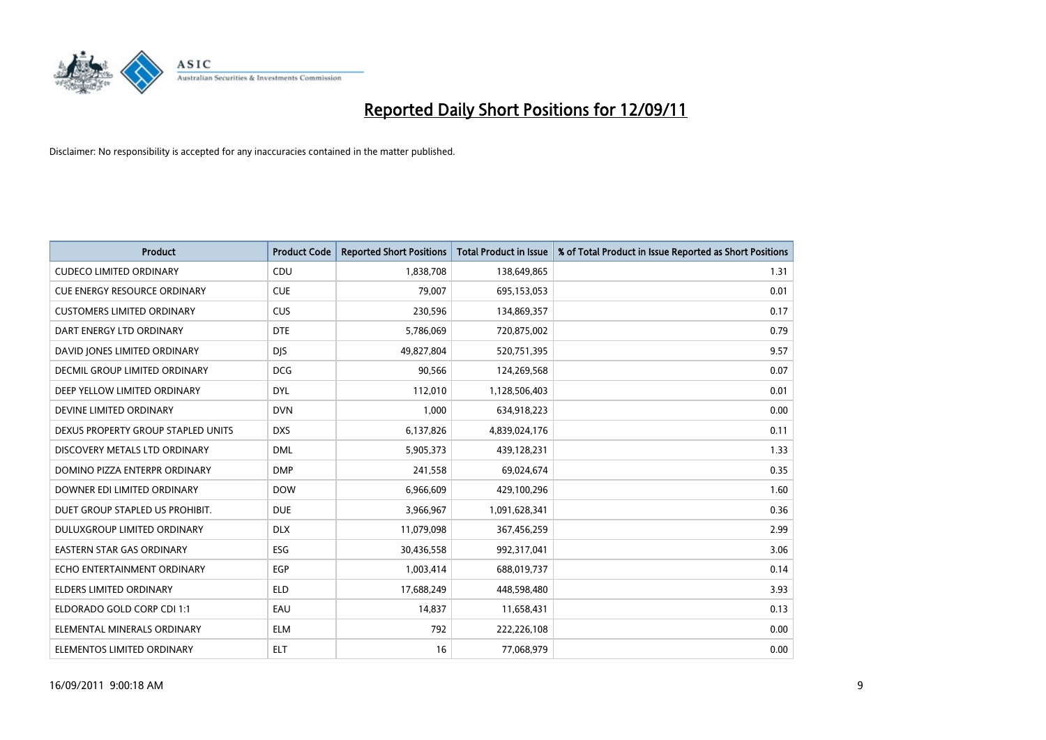# Reported Daily Short Positions for 12/09/11

Disclaimer: No responsibility is accepted for any inaccuracies contained in the matter published.

| Product | Product Code | Reported Short Positions | Total Product in Issue | % of Total Product in Issue Reported as Short Positions |
|---|---|---|---|---|
| CUDECO LIMITED ORDINARY | CDU | 1,838,708 | 138,649,865 | 1.31 |
| CUE ENERGY RESOURCE ORDINARY | CUE | 79,007 | 695,153,053 | 0.01 |
| CUSTOMERS LIMITED ORDINARY | CUS | 230,596 | 134,869,357 | 0.17 |
| DART ENERGY LTD ORDINARY | DTE | 5,786,069 | 720,875,002 | 0.79 |
| DAVID JONES LIMITED ORDINARY | DJS | 49,827,804 | 520,751,395 | 9.57 |
| DECMIL GROUP LIMITED ORDINARY | DCG | 90,566 | 124,269,568 | 0.07 |
| DEEP YELLOW LIMITED ORDINARY | DYL | 112,010 | 1,128,506,403 | 0.01 |
| DEVINE LIMITED ORDINARY | DVN | 1,000 | 634,918,223 | 0.00 |
| DEXUS PROPERTY GROUP STAPLED UNITS | DXS | 6,137,826 | 4,839,024,176 | 0.11 |
| DISCOVERY METALS LTD ORDINARY | DML | 5,905,373 | 439,128,231 | 1.33 |
| DOMINO PIZZA ENTERPR ORDINARY | DMP | 241,558 | 69,024,674 | 0.35 |
| DOWNER EDI LIMITED ORDINARY | DOW | 6,966,609 | 429,100,296 | 1.60 |
| DUET GROUP STAPLED US PROHIBIT. | DUE | 3,966,967 | 1,091,628,341 | 0.36 |
| DULUXGROUP LIMITED ORDINARY | DLX | 11,079,098 | 367,456,259 | 2.99 |
| EASTERN STAR GAS ORDINARY | ESG | 30,436,558 | 992,317,041 | 3.06 |
| ECHO ENTERTAINMENT ORDINARY | EGP | 1,003,414 | 688,019,737 | 0.14 |
| ELDERS LIMITED ORDINARY | ELD | 17,688,249 | 448,598,480 | 3.93 |
| ELDORADO GOLD CORP CDI 1:1 | EAU | 14,837 | 11,658,431 | 0.13 |
| ELEMENTAL MINERALS ORDINARY | ELM | 792 | 222,226,108 | 0.00 |
| ELEMENTOS LIMITED ORDINARY | ELT | 16 | 77,068,979 | 0.00 |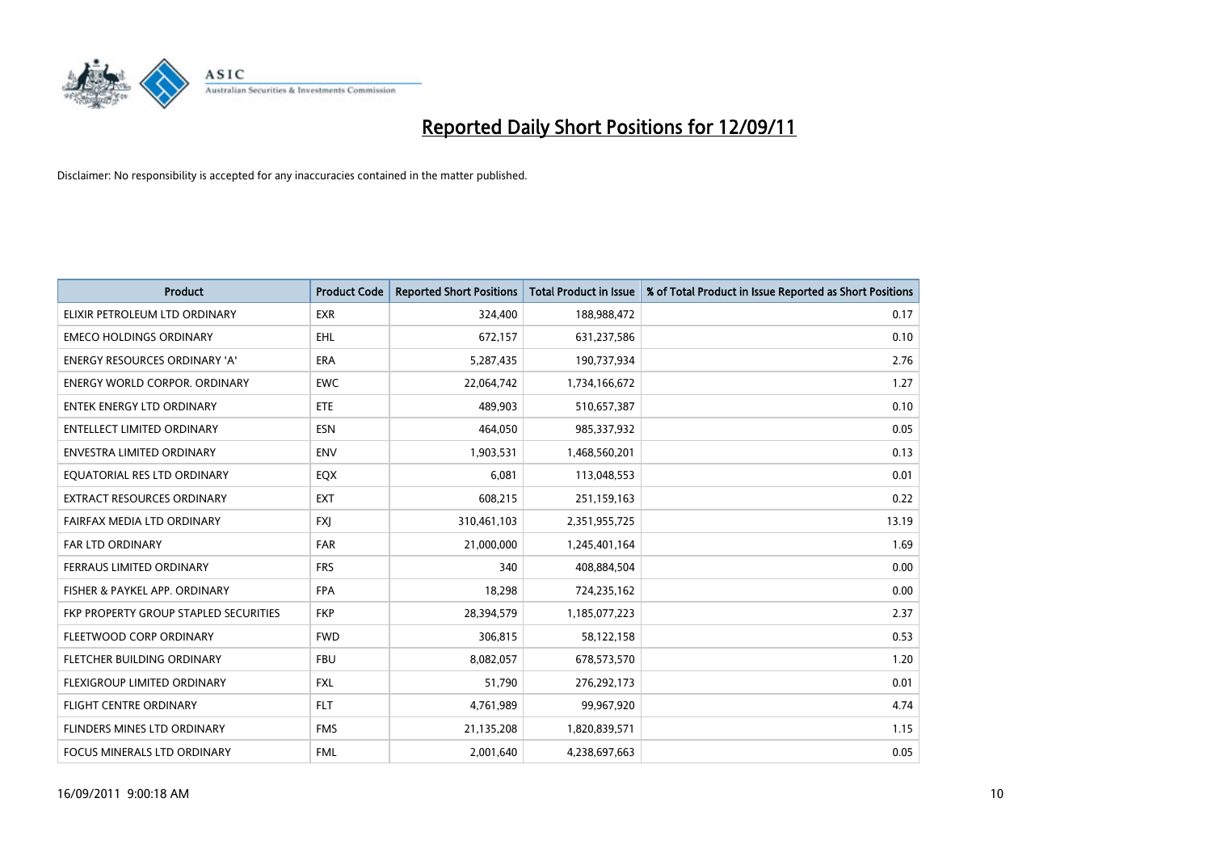# Reported Daily Short Positions for 12/09/11

Disclaimer: No responsibility is accepted for any inaccuracies contained in the matter published.

| Product | Product Code | Reported Short Positions | Total Product in Issue | % of Total Product in Issue Reported as Short Positions |
|---|---|---|---|---|
| ELIXIR PETROLEUM LTD ORDINARY | EXR | 324,400 | 188,988,472 | 0.17 |
| EMECO HOLDINGS ORDINARY | EHL | 672,157 | 631,237,586 | 0.10 |
| ENERGY RESOURCES ORDINARY 'A' | ERA | 5,287,435 | 190,737,934 | 2.76 |
| ENERGY WORLD CORPOR. ORDINARY | EWC | 22,064,742 | 1,734,166,672 | 1.27 |
| ENTEK ENERGY LTD ORDINARY | ETE | 489,903 | 510,657,387 | 0.10 |
| ENTELLECT LIMITED ORDINARY | ESN | 464,050 | 985,337,932 | 0.05 |
| ENVESTRA LIMITED ORDINARY | ENV | 1,903,531 | 1,468,560,201 | 0.13 |
| EQUATORIAL RES LTD ORDINARY | EQX | 6,081 | 113,048,553 | 0.01 |
| EXTRACT RESOURCES ORDINARY | EXT | 608,215 | 251,159,163 | 0.22 |
| FAIRFAX MEDIA LTD ORDINARY | FXJ | 310,461,103 | 2,351,955,725 | 13.19 |
| FAR LTD ORDINARY | FAR | 21,000,000 | 1,245,401,164 | 1.69 |
| FERRAUS LIMITED ORDINARY | FRS | 340 | 408,884,504 | 0.00 |
| FISHER & PAYKEL APP. ORDINARY | FPA | 18,298 | 724,235,162 | 0.00 |
| FKP PROPERTY GROUP STAPLED SECURITIES | FKP | 28,394,579 | 1,185,077,223 | 2.37 |
| FLEETWOOD CORP ORDINARY | FWD | 306,815 | 58,122,158 | 0.53 |
| FLETCHER BUILDING ORDINARY | FBU | 8,082,057 | 678,573,570 | 1.20 |
| FLEXIGROUP LIMITED ORDINARY | FXL | 51,790 | 276,292,173 | 0.01 |
| FLIGHT CENTRE ORDINARY | FLT | 4,761,989 | 99,967,920 | 4.74 |
| FLINDERS MINES LTD ORDINARY | FMS | 21,135,208 | 1,820,839,571 | 1.15 |
| FOCUS MINERALS LTD ORDINARY | FML | 2,001,640 | 4,238,697,663 | 0.05 |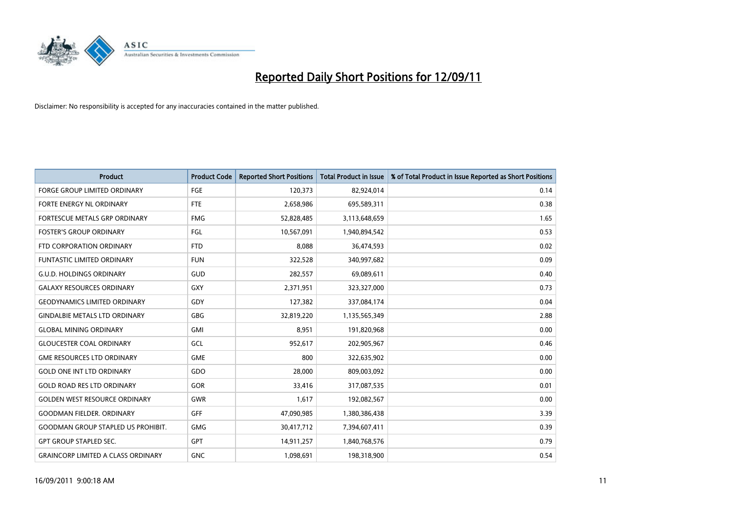# Reported Daily Short Positions for 12/09/11

Disclaimer: No responsibility is accepted for any inaccuracies contained in the matter published.

| Product | Product Code | Reported Short Positions | Total Product in Issue | % of Total Product in Issue Reported as Short Positions |
|---|---|---|---|---|
| FORGE GROUP LIMITED ORDINARY | FGE | 120,373 | 82,924,014 | 0.14 |
| FORTE ENERGY NL ORDINARY | FTE | 2,658,986 | 695,589,311 | 0.38 |
| FORTESCUE METALS GRP ORDINARY | FMG | 52,828,485 | 3,113,648,659 | 1.65 |
| FOSTER'S GROUP ORDINARY | FGL | 10,567,091 | 1,940,894,542 | 0.53 |
| FTD CORPORATION ORDINARY | FTD | 8,088 | 36,474,593 | 0.02 |
| FUNTASTIC LIMITED ORDINARY | FUN | 322,528 | 340,997,682 | 0.09 |
| G.U.D. HOLDINGS ORDINARY | GUD | 282,557 | 69,089,611 | 0.40 |
| GALAXY RESOURCES ORDINARY | GXY | 2,371,951 | 323,327,000 | 0.73 |
| GEODYNAMICS LIMITED ORDINARY | GDY | 127,382 | 337,084,174 | 0.04 |
| GINDALBIE METALS LTD ORDINARY | GBG | 32,819,220 | 1,135,565,349 | 2.88 |
| GLOBAL MINING ORDINARY | GMI | 8,951 | 191,820,968 | 0.00 |
| GLOUCESTER COAL ORDINARY | GCL | 952,617 | 202,905,967 | 0.46 |
| GME RESOURCES LTD ORDINARY | GME | 800 | 322,635,902 | 0.00 |
| GOLD ONE INT LTD ORDINARY | GDO | 28,000 | 809,003,092 | 0.00 |
| GOLD ROAD RES LTD ORDINARY | GOR | 33,416 | 317,087,535 | 0.01 |
| GOLDEN WEST RESOURCE ORDINARY | GWR | 1,617 | 192,082,567 | 0.00 |
| GOODMAN FIELDER. ORDINARY | GFF | 47,090,985 | 1,380,386,438 | 3.39 |
| GOODMAN GROUP STAPLED US PROHIBIT. | GMG | 30,417,712 | 7,394,607,411 | 0.39 |
| GPT GROUP STAPLED SEC. | GPT | 14,911,257 | 1,840,768,576 | 0.79 |
| GRAINCORP LIMITED A CLASS ORDINARY | GNC | 1,098,691 | 198,318,900 | 0.54 |

16/09/2011 9:00:18 AM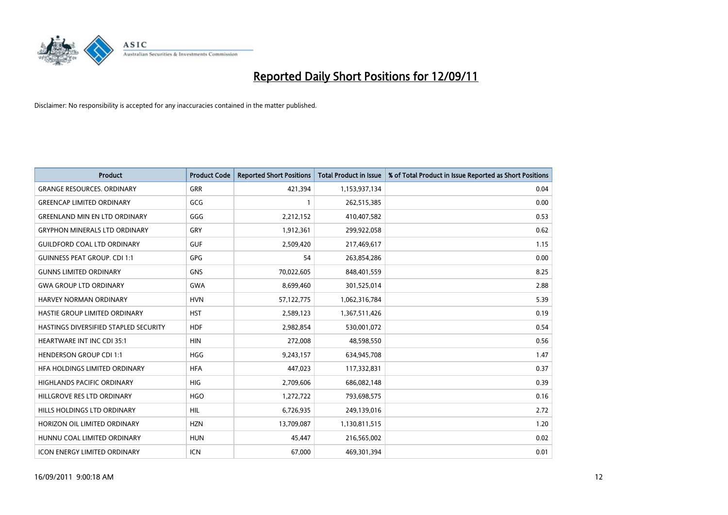# Reported Daily Short Positions for 12/09/11

Disclaimer: No responsibility is accepted for any inaccuracies contained in the matter published.

| Product | Product Code | Reported Short Positions | Total Product in Issue | % of Total Product in Issue Reported as Short Positions |
|---|---|---|---|---|
| GRANGE RESOURCES. ORDINARY | GRR | 421,394 | 1,153,937,134 | 0.04 |
| GREENCAP LIMITED ORDINARY | GCG | 1 | 262,515,385 | 0.00 |
| GREENLAND MIN EN LTD ORDINARY | GGG | 2,212,152 | 410,407,582 | 0.53 |
| GRYPHON MINERALS LTD ORDINARY | GRY | 1,912,361 | 299,922,058 | 0.62 |
| GUILDFORD COAL LTD ORDINARY | GUF | 2,509,420 | 217,469,617 | 1.15 |
| GUINNESS PEAT GROUP. CDI 1:1 | GPG | 54 | 263,854,286 | 0.00 |
| GUNNS LIMITED ORDINARY | GNS | 70,022,605 | 848,401,559 | 8.25 |
| GWA GROUP LTD ORDINARY | GWA | 8,699,460 | 301,525,014 | 2.88 |
| HARVEY NORMAN ORDINARY | HVN | 57,122,775 | 1,062,316,784 | 5.39 |
| HASTIE GROUP LIMITED ORDINARY | HST | 2,589,123 | 1,367,511,426 | 0.19 |
| HASTINGS DIVERSIFIED STAPLED SECURITY | HDF | 2,982,854 | 530,001,072 | 0.54 |
| HEARTWARE INT INC CDI 35:1 | HIN | 272,008 | 48,598,550 | 0.56 |
| HENDERSON GROUP CDI 1:1 | HGG | 9,243,157 | 634,945,708 | 1.47 |
| HFA HOLDINGS LIMITED ORDINARY | HFA | 447,023 | 117,332,831 | 0.37 |
| HIGHLANDS PACIFIC ORDINARY | HIG | 2,709,606 | 686,082,148 | 0.39 |
| HILLGROVE RES LTD ORDINARY | HGO | 1,272,722 | 793,698,575 | 0.16 |
| HILLS HOLDINGS LTD ORDINARY | HIL | 6,726,935 | 249,139,016 | 2.72 |
| HORIZON OIL LIMITED ORDINARY | HZN | 13,709,087 | 1,130,811,515 | 1.20 |
| HUNNU COAL LIMITED ORDINARY | HUN | 45,447 | 216,565,002 | 0.02 |
| ICON ENERGY LIMITED ORDINARY | ICN | 67,000 | 469,301,394 | 0.01 |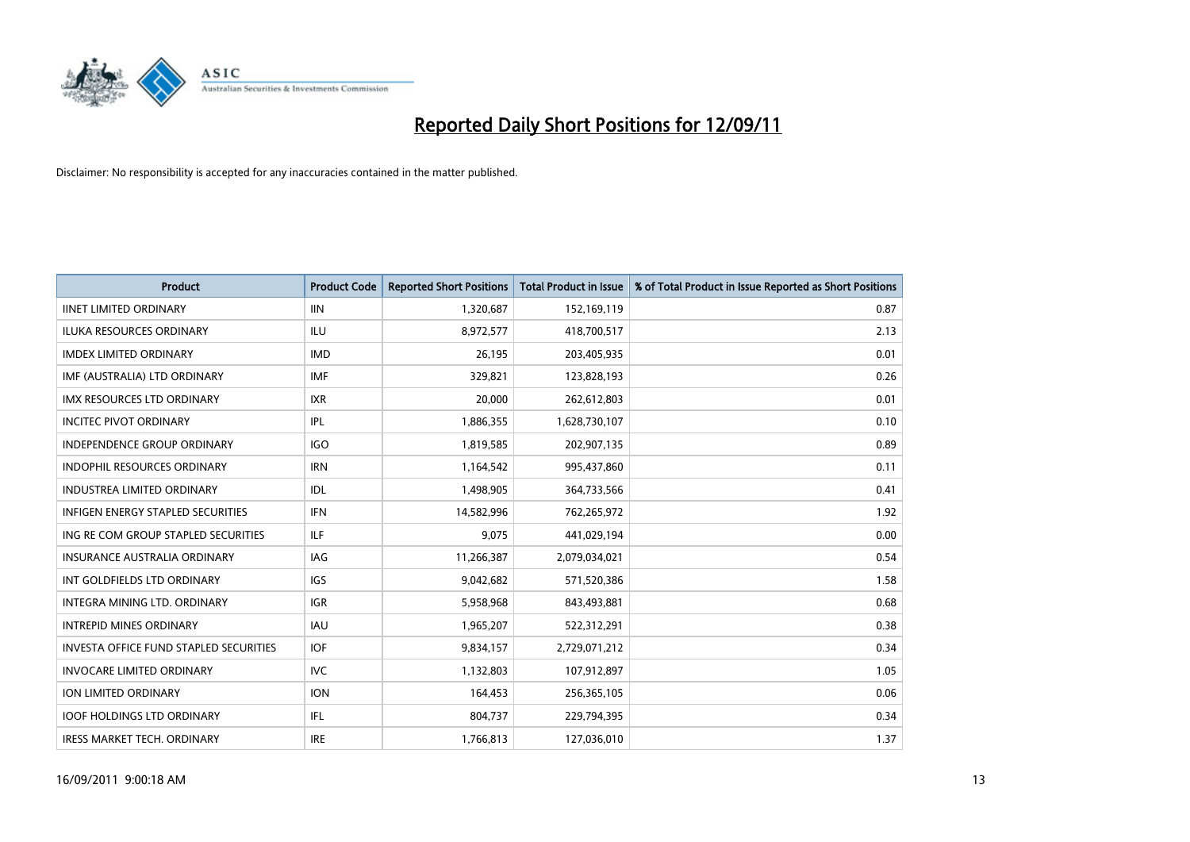# Reported Daily Short Positions for 12/09/11

Disclaimer: No responsibility is accepted for any inaccuracies contained in the matter published.

| Product | Product Code | Reported Short Positions | Total Product in Issue | % of Total Product in Issue Reported as Short Positions |
|---|---|---|---|---|
| IINET LIMITED ORDINARY | IIN | 1,320,687 | 152,169,119 | 0.87 |
| ILUKA RESOURCES ORDINARY | ILU | 8,972,577 | 418,700,517 | 2.13 |
| IMDEX LIMITED ORDINARY | IMD | 26,195 | 203,405,935 | 0.01 |
| IMF (AUSTRALIA) LTD ORDINARY | IMF | 329,821 | 123,828,193 | 0.26 |
| IMX RESOURCES LTD ORDINARY | IXR | 20,000 | 262,612,803 | 0.01 |
| INCITEC PIVOT ORDINARY | IPL | 1,886,355 | 1,628,730,107 | 0.10 |
| INDEPENDENCE GROUP ORDINARY | IGO | 1,819,585 | 202,907,135 | 0.89 |
| INDOPHIL RESOURCES ORDINARY | IRN | 1,164,542 | 995,437,860 | 0.11 |
| INDUSTREA LIMITED ORDINARY | IDL | 1,498,905 | 364,733,566 | 0.41 |
| INFIGEN ENERGY STAPLED SECURITIES | IFN | 14,582,996 | 762,265,972 | 1.92 |
| ING RE COM GROUP STAPLED SECURITIES | ILF | 9,075 | 441,029,194 | 0.00 |
| INSURANCE AUSTRALIA ORDINARY | IAG | 11,266,387 | 2,079,034,021 | 0.54 |
| INT GOLDFIELDS LTD ORDINARY | IGS | 9,042,682 | 571,520,386 | 1.58 |
| INTEGRA MINING LTD. ORDINARY | IGR | 5,958,968 | 843,493,881 | 0.68 |
| INTREPID MINES ORDINARY | IAU | 1,965,207 | 522,312,291 | 0.38 |
| INVESTA OFFICE FUND STAPLED SECURITIES | IOF | 9,834,157 | 2,729,071,212 | 0.34 |
| INVOCARE LIMITED ORDINARY | IVC | 1,132,803 | 107,912,897 | 1.05 |
| ION LIMITED ORDINARY | ION | 164,453 | 256,365,105 | 0.06 |
| IOOF HOLDINGS LTD ORDINARY | IFL | 804,737 | 229,794,395 | 0.34 |
| IRESS MARKET TECH. ORDINARY | IRE | 1,766,813 | 127,036,010 | 1.37 |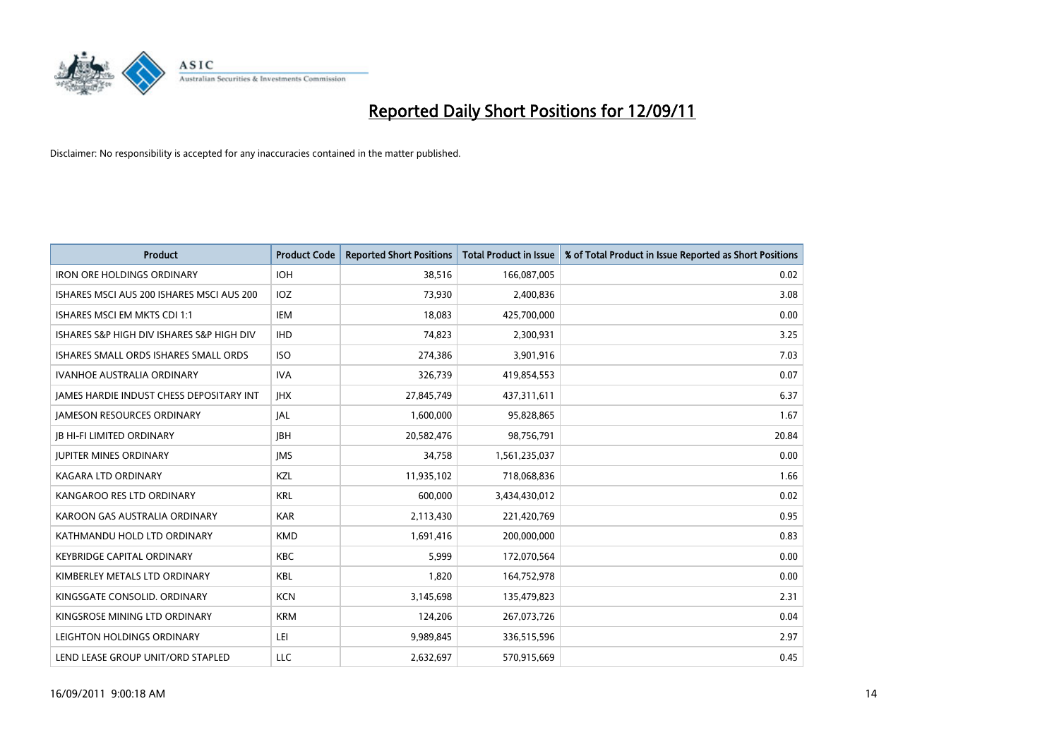# Reported Daily Short Positions for 12/09/11

Disclaimer: No responsibility is accepted for any inaccuracies contained in the matter published.

| Product | Product Code | Reported Short Positions | Total Product in Issue | % of Total Product in Issue Reported as Short Positions |
|---|---|---|---|---|
| IRON ORE HOLDINGS ORDINARY | IOH | 38,516 | 166,087,005 | 0.02 |
| ISHARES MSCI AUS 200 ISHARES MSCI AUS 200 | IOZ | 73,930 | 2,400,836 | 3.08 |
| ISHARES MSCI EM MKTS CDI 1:1 | IEM | 18,083 | 425,700,000 | 0.00 |
| ISHARES S&P HIGH DIV ISHARES S&P HIGH DIV | IHD | 74,823 | 2,300,931 | 3.25 |
| ISHARES SMALL ORDS ISHARES SMALL ORDS | ISO | 274,386 | 3,901,916 | 7.03 |
| IVANHOE AUSTRALIA ORDINARY | IVA | 326,739 | 419,854,553 | 0.07 |
| JAMES HARDIE INDUST CHESS DEPOSITARY INT | JHX | 27,845,749 | 437,311,611 | 6.37 |
| JAMESON RESOURCES ORDINARY | JAL | 1,600,000 | 95,828,865 | 1.67 |
| JB HI-FI LIMITED ORDINARY | JBH | 20,582,476 | 98,756,791 | 20.84 |
| JUPITER MINES ORDINARY | JMS | 34,758 | 1,561,235,037 | 0.00 |
| KAGARA LTD ORDINARY | KZL | 11,935,102 | 718,068,836 | 1.66 |
| KANGAROO RES LTD ORDINARY | KRL | 600,000 | 3,434,430,012 | 0.02 |
| KAROON GAS AUSTRALIA ORDINARY | KAR | 2,113,430 | 221,420,769 | 0.95 |
| KATHMANDU HOLD LTD ORDINARY | KMD | 1,691,416 | 200,000,000 | 0.83 |
| KEYBRIDGE CAPITAL ORDINARY | KBC | 5,999 | 172,070,564 | 0.00 |
| KIMBERLEY METALS LTD ORDINARY | KBL | 1,820 | 164,752,978 | 0.00 |
| KINGSGATE CONSOLID. ORDINARY | KCN | 3,145,698 | 135,479,823 | 2.31 |
| KINGSROSE MINING LTD ORDINARY | KRM | 124,206 | 267,073,726 | 0.04 |
| LEIGHTON HOLDINGS ORDINARY | LEI | 9,989,845 | 336,515,596 | 2.97 |
| LEND LEASE GROUP UNIT/ORD STAPLED | LLC | 2,632,697 | 570,915,669 | 0.45 |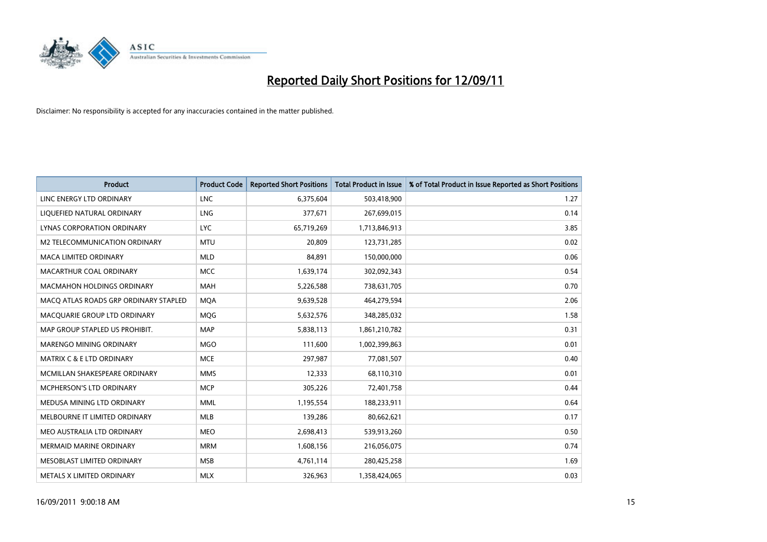# Reported Daily Short Positions for 12/09/11

Disclaimer: No responsibility is accepted for any inaccuracies contained in the matter published.

| Product | Product Code | Reported Short Positions | Total Product in Issue | % of Total Product in Issue Reported as Short Positions |
| --- | --- | --- | --- | --- |
| LINC ENERGY LTD ORDINARY | LNC | 6,375,604 | 503,418,900 | 1.27 |
| LIQUEFIED NATURAL ORDINARY | LNG | 377,671 | 267,699,015 | 0.14 |
| LYNAS CORPORATION ORDINARY | LYC | 65,719,269 | 1,713,846,913 | 3.85 |
| M2 TELECOMMUNICATION ORDINARY | MTU | 20,809 | 123,731,285 | 0.02 |
| MACA LIMITED ORDINARY | MLD | 84,891 | 150,000,000 | 0.06 |
| MACARTHUR COAL ORDINARY | MCC | 1,639,174 | 302,092,343 | 0.54 |
| MACMAHON HOLDINGS ORDINARY | MAH | 5,226,588 | 738,631,705 | 0.70 |
| MACQ ATLAS ROADS GRP ORDINARY STAPLED | MQA | 9,639,528 | 464,279,594 | 2.06 |
| MACQUARIE GROUP LTD ORDINARY | MQG | 5,632,576 | 348,285,032 | 1.58 |
| MAP GROUP STAPLED US PROHIBIT. | MAP | 5,838,113 | 1,861,210,782 | 0.31 |
| MARENGO MINING ORDINARY | MGO | 111,600 | 1,002,399,863 | 0.01 |
| MATRIX C & E LTD ORDINARY | MCE | 297,987 | 77,081,507 | 0.40 |
| MCMILLAN SHAKESPEARE ORDINARY | MMS | 12,333 | 68,110,310 | 0.01 |
| MCPHERSON'S LTD ORDINARY | MCP | 305,226 | 72,401,758 | 0.44 |
| MEDUSA MINING LTD ORDINARY | MML | 1,195,554 | 188,233,911 | 0.64 |
| MELBOURNE IT LIMITED ORDINARY | MLB | 139,286 | 80,662,621 | 0.17 |
| MEO AUSTRALIA LTD ORDINARY | MEO | 2,698,413 | 539,913,260 | 0.50 |
| MERMAID MARINE ORDINARY | MRM | 1,608,156 | 216,056,075 | 0.74 |
| MESOBLAST LIMITED ORDINARY | MSB | 4,761,114 | 280,425,258 | 1.69 |
| METALS X LIMITED ORDINARY | MLX | 326,963 | 1,358,424,065 | 0.03 |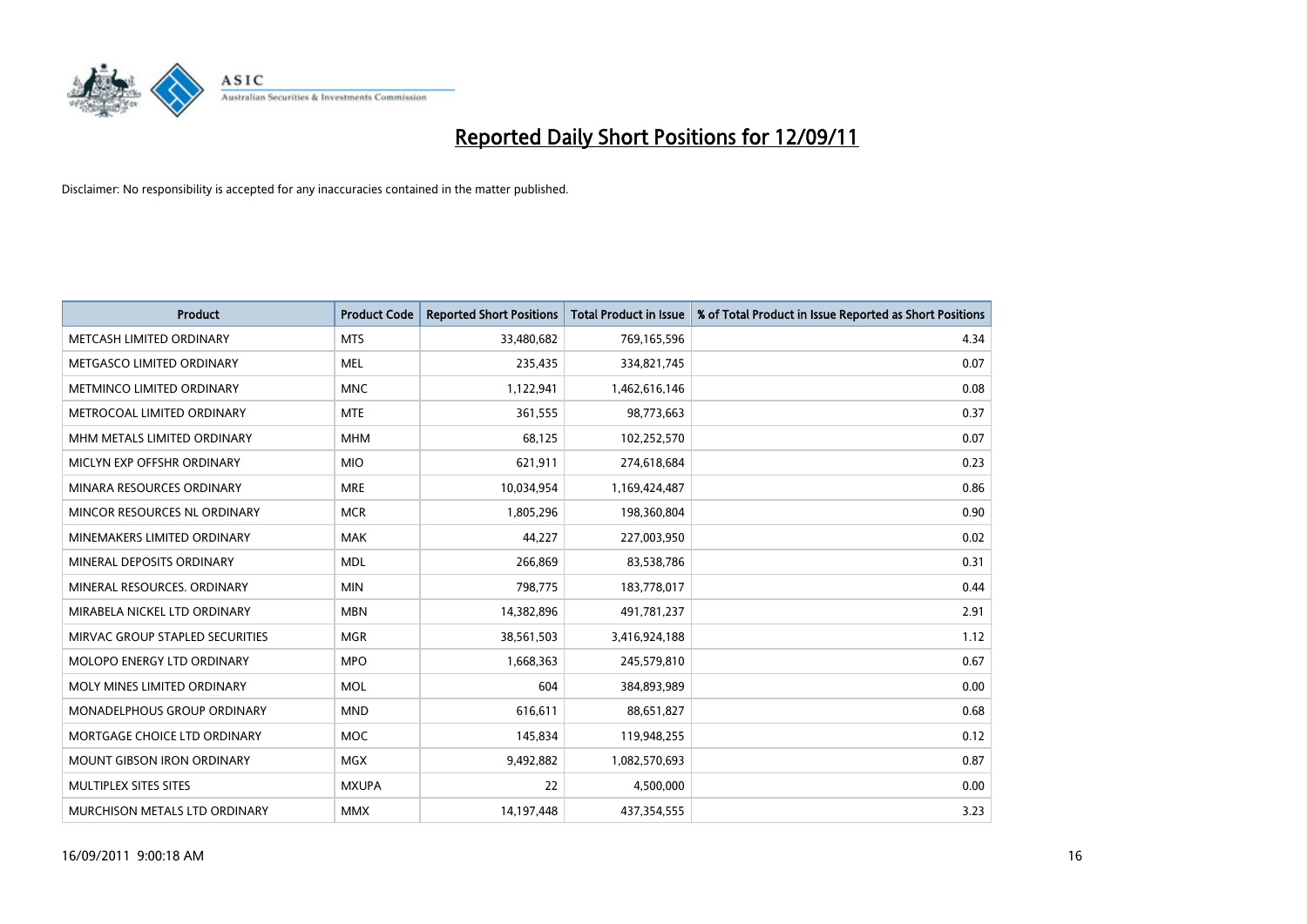# Reported Daily Short Positions for 12/09/11

Disclaimer: No responsibility is accepted for any inaccuracies contained in the matter published.

| Product | Product Code | Reported Short Positions | Total Product in Issue | % of Total Product in Issue Reported as Short Positions |
|---|---|---|---|---|
| METCASH LIMITED ORDINARY | MTS | 33,480,682 | 769,165,596 | 4.34 |
| METGASCO LIMITED ORDINARY | MEL | 235,435 | 334,821,745 | 0.07 |
| METMINCO LIMITED ORDINARY | MNC | 1,122,941 | 1,462,616,146 | 0.08 |
| METROCOAL LIMITED ORDINARY | MTE | 361,555 | 98,773,663 | 0.37 |
| MHM METALS LIMITED ORDINARY | MHM | 68,125 | 102,252,570 | 0.07 |
| MICLYN EXP OFFSHR ORDINARY | MIO | 621,911 | 274,618,684 | 0.23 |
| MINARA RESOURCES ORDINARY | MRE | 10,034,954 | 1,169,424,487 | 0.86 |
| MINCOR RESOURCES NL ORDINARY | MCR | 1,805,296 | 198,360,804 | 0.90 |
| MINEMAKERS LIMITED ORDINARY | MAK | 44,227 | 227,003,950 | 0.02 |
| MINERAL DEPOSITS ORDINARY | MDL | 266,869 | 83,538,786 | 0.31 |
| MINERAL RESOURCES. ORDINARY | MIN | 798,775 | 183,778,017 | 0.44 |
| MIRABELA NICKEL LTD ORDINARY | MBN | 14,382,896 | 491,781,237 | 2.91 |
| MIRVAC GROUP STAPLED SECURITIES | MGR | 38,561,503 | 3,416,924,188 | 1.12 |
| MOLOPO ENERGY LTD ORDINARY | MPO | 1,668,363 | 245,579,810 | 0.67 |
| MOLY MINES LIMITED ORDINARY | MOL | 604 | 384,893,989 | 0.00 |
| MONADELPHOUS GROUP ORDINARY | MND | 616,611 | 88,651,827 | 0.68 |
| MORTGAGE CHOICE LTD ORDINARY | MOC | 145,834 | 119,948,255 | 0.12 |
| MOUNT GIBSON IRON ORDINARY | MGX | 9,492,882 | 1,082,570,693 | 0.87 |
| MULTIPLEX SITES SITES | MXUPA | 22 | 4,500,000 | 0.00 |
| MURCHISON METALS LTD ORDINARY | MMX | 14,197,448 | 437,354,555 | 3.23 |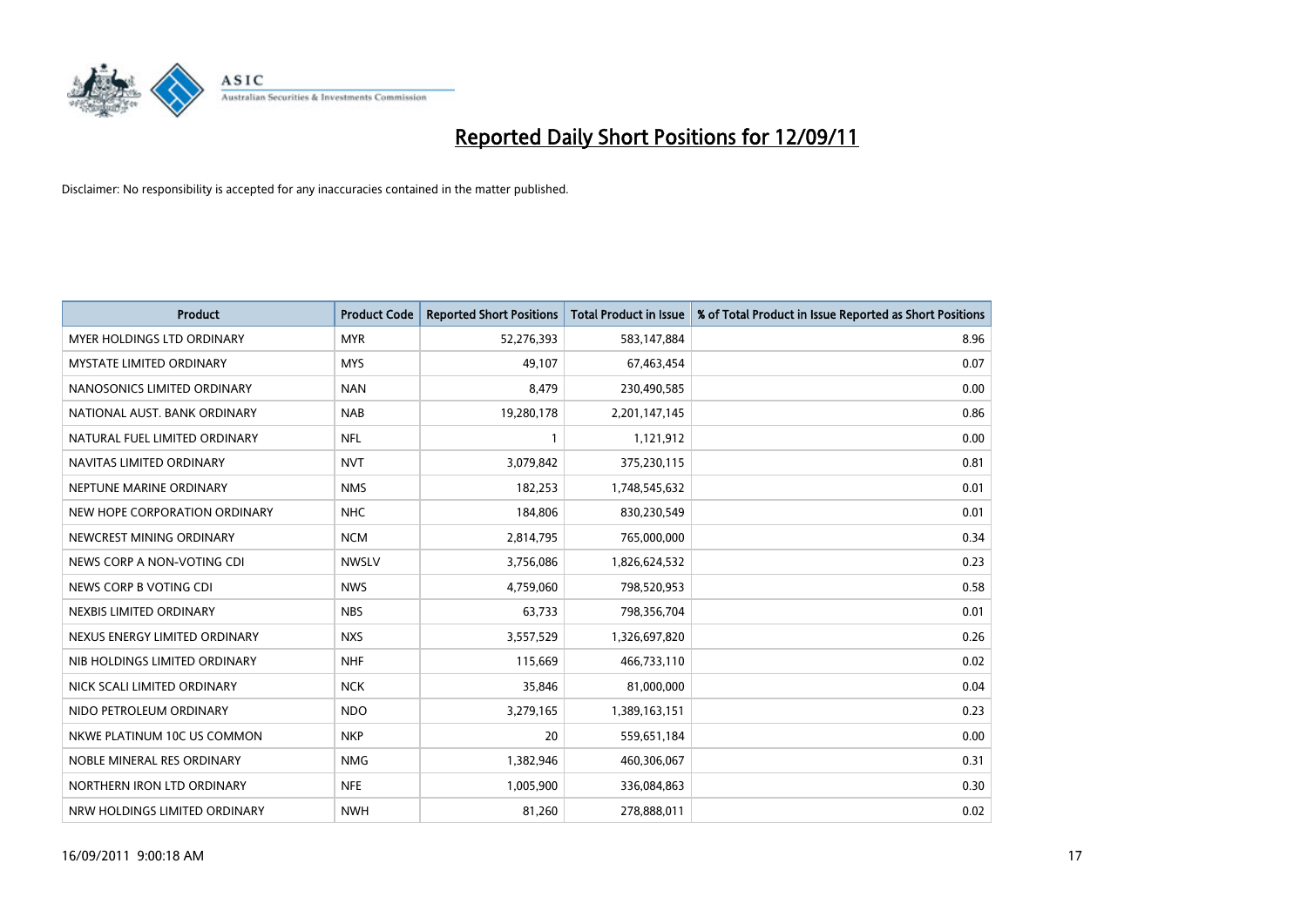# Reported Daily Short Positions for 12/09/11

Disclaimer: No responsibility is accepted for any inaccuracies contained in the matter published.

| Product | Product Code | Reported Short Positions | Total Product in Issue | % of Total Product in Issue Reported as Short Positions |
|---|---|---|---|---|
| MYER HOLDINGS LTD ORDINARY | MYR | 52,276,393 | 583,147,884 | 8.96 |
| MYSTATE LIMITED ORDINARY | MYS | 49,107 | 67,463,454 | 0.07 |
| NANOSONICS LIMITED ORDINARY | NAN | 8,479 | 230,490,585 | 0.00 |
| NATIONAL AUST. BANK ORDINARY | NAB | 19,280,178 | 2,201,147,145 | 0.86 |
| NATURAL FUEL LIMITED ORDINARY | NFL | 1 | 1,121,912 | 0.00 |
| NAVITAS LIMITED ORDINARY | NVT | 3,079,842 | 375,230,115 | 0.81 |
| NEPTUNE MARINE ORDINARY | NMS | 182,253 | 1,748,545,632 | 0.01 |
| NEW HOPE CORPORATION ORDINARY | NHC | 184,806 | 830,230,549 | 0.01 |
| NEWCREST MINING ORDINARY | NCM | 2,814,795 | 765,000,000 | 0.34 |
| NEWS CORP A NON-VOTING CDI | NWSLV | 3,756,086 | 1,826,624,532 | 0.23 |
| NEWS CORP B VOTING CDI | NWS | 4,759,060 | 798,520,953 | 0.58 |
| NEXBIS LIMITED ORDINARY | NBS | 63,733 | 798,356,704 | 0.01 |
| NEXUS ENERGY LIMITED ORDINARY | NXS | 3,557,529 | 1,326,697,820 | 0.26 |
| NIB HOLDINGS LIMITED ORDINARY | NHF | 115,669 | 466,733,110 | 0.02 |
| NICK SCALI LIMITED ORDINARY | NCK | 35,846 | 81,000,000 | 0.04 |
| NIDO PETROLEUM ORDINARY | NDO | 3,279,165 | 1,389,163,151 | 0.23 |
| NKWE PLATINUM 10C US COMMON | NKP | 20 | 559,651,184 | 0.00 |
| NOBLE MINERAL RES ORDINARY | NMG | 1,382,946 | 460,306,067 | 0.31 |
| NORTHERN IRON LTD ORDINARY | NFE | 1,005,900 | 336,084,863 | 0.30 |
| NRW HOLDINGS LIMITED ORDINARY | NWH | 81,260 | 278,888,011 | 0.02 |

16/09/2011 9:00:18 AM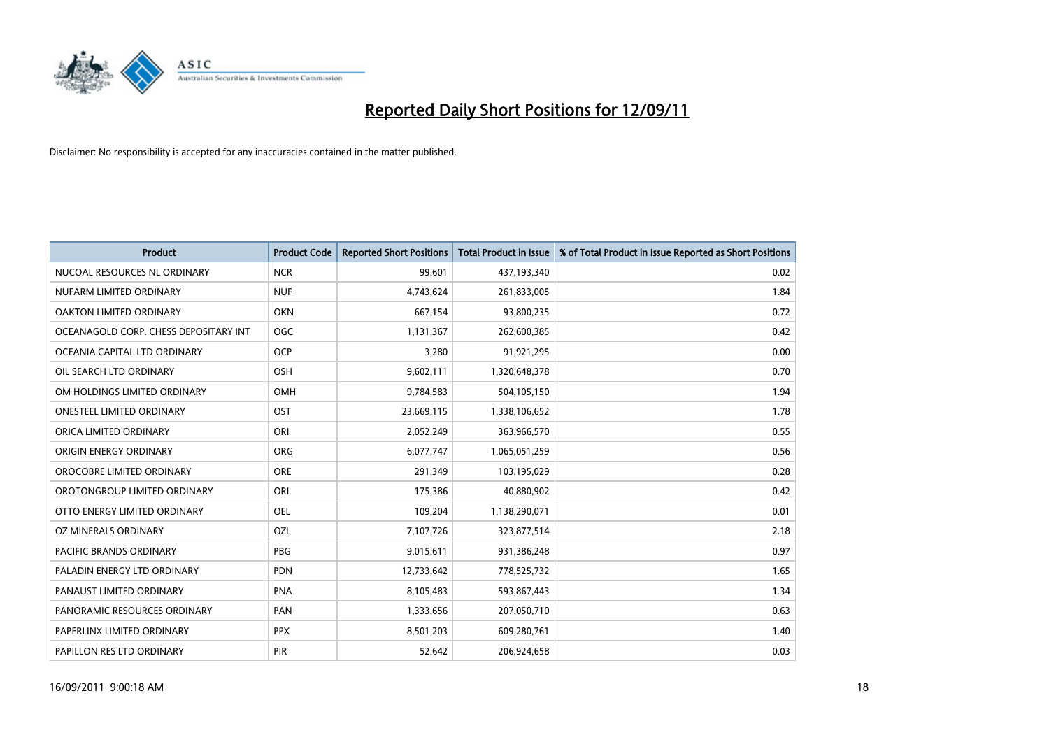# Reported Daily Short Positions for 12/09/11

Disclaimer: No responsibility is accepted for any inaccuracies contained in the matter published.

| Product | Product Code | Reported Short Positions | Total Product in Issue | % of Total Product in Issue Reported as Short Positions |
|---|---|---|---|---|
| NUCOAL RESOURCES NL ORDINARY | NCR | 99,601 | 437,193,340 | 0.02 |
| NUFARM LIMITED ORDINARY | NUF | 4,743,624 | 261,833,005 | 1.84 |
| OAKTON LIMITED ORDINARY | OKN | 667,154 | 93,800,235 | 0.72 |
| OCEANAGOLD CORP. CHESS DEPOSITARY INT | OGC | 1,131,367 | 262,600,385 | 0.42 |
| OCEANIA CAPITAL LTD ORDINARY | OCP | 3,280 | 91,921,295 | 0.00 |
| OIL SEARCH LTD ORDINARY | OSH | 9,602,111 | 1,320,648,378 | 0.70 |
| OM HOLDINGS LIMITED ORDINARY | OMH | 9,784,583 | 504,105,150 | 1.94 |
| ONESTEEL LIMITED ORDINARY | OST | 23,669,115 | 1,338,106,652 | 1.78 |
| ORICA LIMITED ORDINARY | ORI | 2,052,249 | 363,966,570 | 0.55 |
| ORIGIN ENERGY ORDINARY | ORG | 6,077,747 | 1,065,051,259 | 0.56 |
| OROCOBRE LIMITED ORDINARY | ORE | 291,349 | 103,195,029 | 0.28 |
| OROTONGROUP LIMITED ORDINARY | ORL | 175,386 | 40,880,902 | 0.42 |
| OTTO ENERGY LIMITED ORDINARY | OEL | 109,204 | 1,138,290,071 | 0.01 |
| OZ MINERALS ORDINARY | OZL | 7,107,726 | 323,877,514 | 2.18 |
| PACIFIC BRANDS ORDINARY | PBG | 9,015,611 | 931,386,248 | 0.97 |
| PALADIN ENERGY LTD ORDINARY | PDN | 12,733,642 | 778,525,732 | 1.65 |
| PANAUST LIMITED ORDINARY | PNA | 8,105,483 | 593,867,443 | 1.34 |
| PANORAMIC RESOURCES ORDINARY | PAN | 1,333,656 | 207,050,710 | 0.63 |
| PAPERLINX LIMITED ORDINARY | PPX | 8,501,203 | 609,280,761 | 1.40 |
| PAPILLON RES LTD ORDINARY | PIR | 52,642 | 206,924,658 | 0.03 |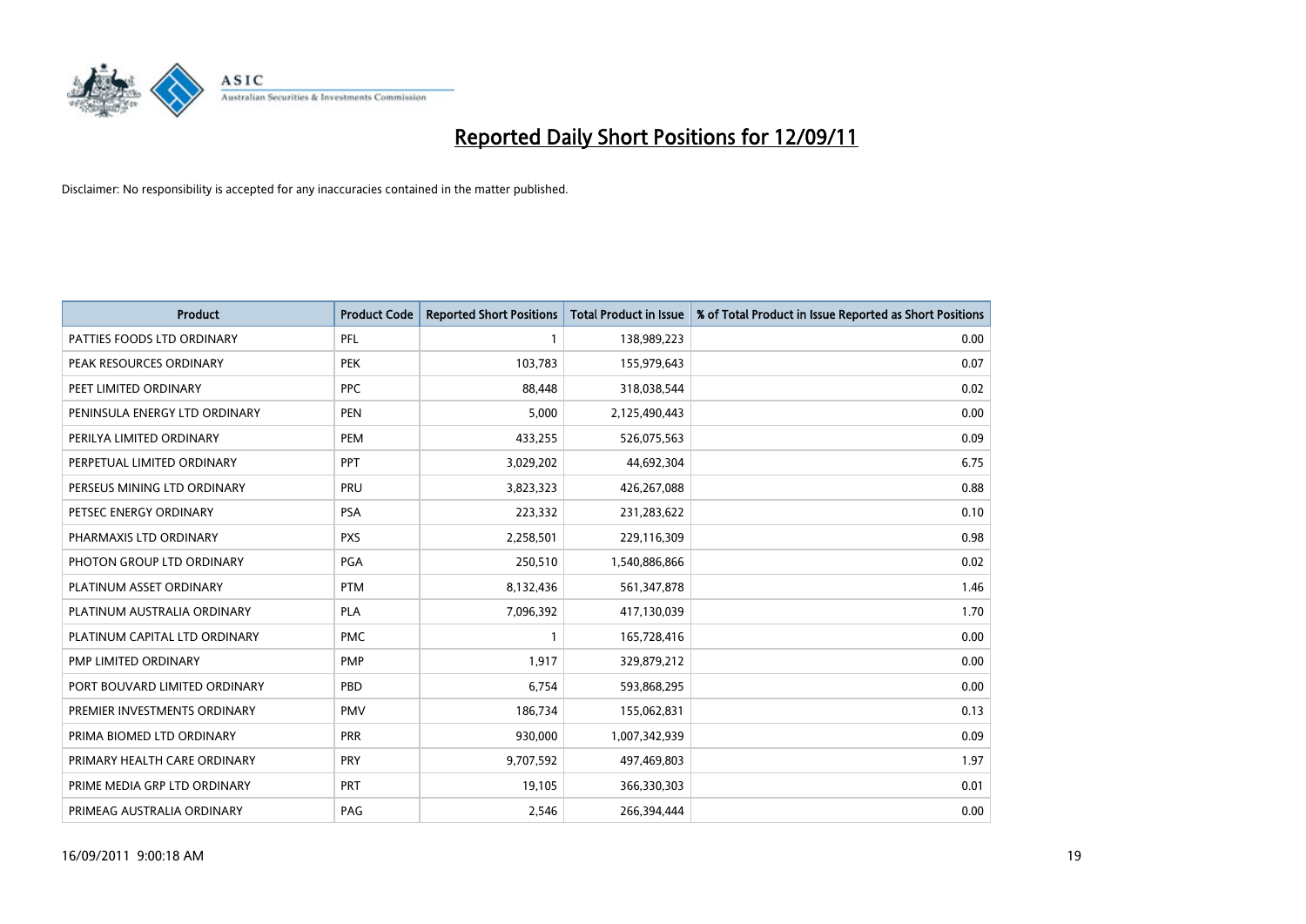# Reported Daily Short Positions for 12/09/11

Disclaimer: No responsibility is accepted for any inaccuracies contained in the matter published.

| Product | Product Code | Reported Short Positions | Total Product in Issue | % of Total Product in Issue Reported as Short Positions |
|---|---|---|---|---|
| PATTIES FOODS LTD ORDINARY | PFL | 1 | 138,989,223 | 0.00 |
| PEAK RESOURCES ORDINARY | PEK | 103,783 | 155,979,643 | 0.07 |
| PEET LIMITED ORDINARY | PPC | 88,448 | 318,038,544 | 0.02 |
| PENINSULA ENERGY LTD ORDINARY | PEN | 5,000 | 2,125,490,443 | 0.00 |
| PERILYA LIMITED ORDINARY | PEM | 433,255 | 526,075,563 | 0.09 |
| PERPETUAL LIMITED ORDINARY | PPT | 3,029,202 | 44,692,304 | 6.75 |
| PERSEUS MINING LTD ORDINARY | PRU | 3,823,323 | 426,267,088 | 0.88 |
| PETSEC ENERGY ORDINARY | PSA | 223,332 | 231,283,622 | 0.10 |
| PHARMAXIS LTD ORDINARY | PXS | 2,258,501 | 229,116,309 | 0.98 |
| PHOTON GROUP LTD ORDINARY | PGA | 250,510 | 1,540,886,866 | 0.02 |
| PLATINUM ASSET ORDINARY | PTM | 8,132,436 | 561,347,878 | 1.46 |
| PLATINUM AUSTRALIA ORDINARY | PLA | 7,096,392 | 417,130,039 | 1.70 |
| PLATINUM CAPITAL LTD ORDINARY | PMC | 1 | 165,728,416 | 0.00 |
| PMP LIMITED ORDINARY | PMP | 1,917 | 329,879,212 | 0.00 |
| PORT BOUVARD LIMITED ORDINARY | PBD | 6,754 | 593,868,295 | 0.00 |
| PREMIER INVESTMENTS ORDINARY | PMV | 186,734 | 155,062,831 | 0.13 |
| PRIMA BIOMED LTD ORDINARY | PRR | 930,000 | 1,007,342,939 | 0.09 |
| PRIMARY HEALTH CARE ORDINARY | PRY | 9,707,592 | 497,469,803 | 1.97 |
| PRIME MEDIA GRP LTD ORDINARY | PRT | 19,105 | 366,330,303 | 0.01 |
| PRIMEAG AUSTRALIA ORDINARY | PAG | 2,546 | 266,394,444 | 0.00 |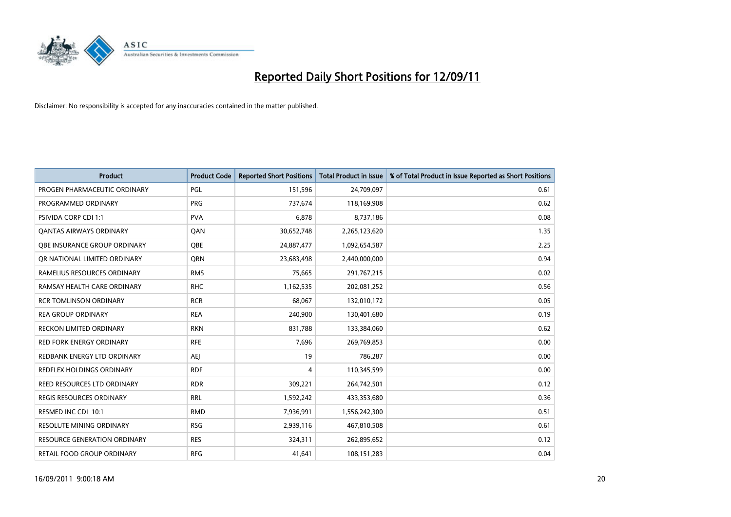# Reported Daily Short Positions for 12/09/11

Disclaimer: No responsibility is accepted for any inaccuracies contained in the matter published.

| Product | Product Code | Reported Short Positions | Total Product in Issue | % of Total Product in Issue Reported as Short Positions |
|---|---|---|---|---|
| PROGEN PHARMACEUTIC ORDINARY | PGL | 151,596 | 24,709,097 | 0.61 |
| PROGRAMMED ORDINARY | PRG | 737,674 | 118,169,908 | 0.62 |
| PSIVIDA CORP CDI 1:1 | PVA | 6,878 | 8,737,186 | 0.08 |
| QANTAS AIRWAYS ORDINARY | QAN | 30,652,748 | 2,265,123,620 | 1.35 |
| QBE INSURANCE GROUP ORDINARY | QBE | 24,887,477 | 1,092,654,587 | 2.25 |
| QR NATIONAL LIMITED ORDINARY | QRN | 23,683,498 | 2,440,000,000 | 0.94 |
| RAMELIUS RESOURCES ORDINARY | RMS | 75,665 | 291,767,215 | 0.02 |
| RAMSAY HEALTH CARE ORDINARY | RHC | 1,162,535 | 202,081,252 | 0.56 |
| RCR TOMLINSON ORDINARY | RCR | 68,067 | 132,010,172 | 0.05 |
| REA GROUP ORDINARY | REA | 240,900 | 130,401,680 | 0.19 |
| RECKON LIMITED ORDINARY | RKN | 831,788 | 133,384,060 | 0.62 |
| RED FORK ENERGY ORDINARY | RFE | 7,696 | 269,769,853 | 0.00 |
| REDBANK ENERGY LTD ORDINARY | AEJ | 19 | 786,287 | 0.00 |
| REDFLEX HOLDINGS ORDINARY | RDF | 4 | 110,345,599 | 0.00 |
| REED RESOURCES LTD ORDINARY | RDR | 309,221 | 264,742,501 | 0.12 |
| REGIS RESOURCES ORDINARY | RRL | 1,592,242 | 433,353,680 | 0.36 |
| RESMED INC CDI 10:1 | RMD | 7,936,991 | 1,556,242,300 | 0.51 |
| RESOLUTE MINING ORDINARY | RSG | 2,939,116 | 467,810,508 | 0.61 |
| RESOURCE GENERATION ORDINARY | RES | 324,311 | 262,895,652 | 0.12 |
| RETAIL FOOD GROUP ORDINARY | RFG | 41,641 | 108,151,283 | 0.04 |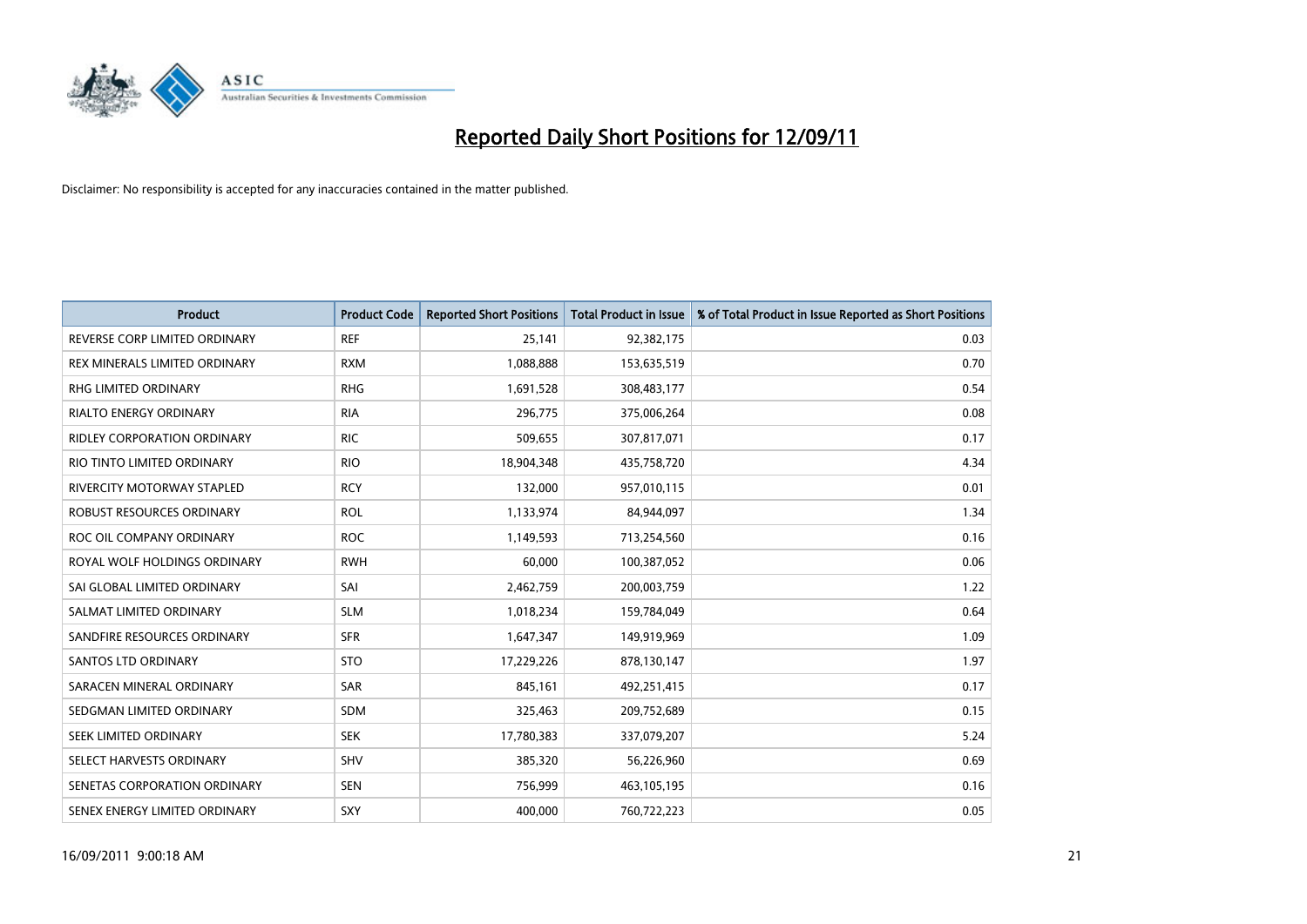# Reported Daily Short Positions for 12/09/11

Disclaimer: No responsibility is accepted for any inaccuracies contained in the matter published.

| Product | Product Code | Reported Short Positions | Total Product in Issue | % of Total Product in Issue Reported as Short Positions |
|---|---|---|---|---|
| REVERSE CORP LIMITED ORDINARY | REF | 25,141 | 92,382,175 | 0.03 |
| REX MINERALS LIMITED ORDINARY | RXM | 1,088,888 | 153,635,519 | 0.70 |
| RHG LIMITED ORDINARY | RHG | 1,691,528 | 308,483,177 | 0.54 |
| RIALTO ENERGY ORDINARY | RIA | 296,775 | 375,006,264 | 0.08 |
| RIDLEY CORPORATION ORDINARY | RIC | 509,655 | 307,817,071 | 0.17 |
| RIO TINTO LIMITED ORDINARY | RIO | 18,904,348 | 435,758,720 | 4.34 |
| RIVERCITY MOTORWAY STAPLED | RCY | 132,000 | 957,010,115 | 0.01 |
| ROBUST RESOURCES ORDINARY | ROL | 1,133,974 | 84,944,097 | 1.34 |
| ROC OIL COMPANY ORDINARY | ROC | 1,149,593 | 713,254,560 | 0.16 |
| ROYAL WOLF HOLDINGS ORDINARY | RWH | 60,000 | 100,387,052 | 0.06 |
| SAI GLOBAL LIMITED ORDINARY | SAI | 2,462,759 | 200,003,759 | 1.22 |
| SALMAT LIMITED ORDINARY | SLM | 1,018,234 | 159,784,049 | 0.64 |
| SANDFIRE RESOURCES ORDINARY | SFR | 1,647,347 | 149,919,969 | 1.09 |
| SANTOS LTD ORDINARY | STO | 17,229,226 | 878,130,147 | 1.97 |
| SARACEN MINERAL ORDINARY | SAR | 845,161 | 492,251,415 | 0.17 |
| SEDGMAN LIMITED ORDINARY | SDM | 325,463 | 209,752,689 | 0.15 |
| SEEK LIMITED ORDINARY | SEK | 17,780,383 | 337,079,207 | 5.24 |
| SELECT HARVESTS ORDINARY | SHV | 385,320 | 56,226,960 | 0.69 |
| SENETAS CORPORATION ORDINARY | SEN | 756,999 | 463,105,195 | 0.16 |
| SENEX ENERGY LIMITED ORDINARY | SXY | 400,000 | 760,722,223 | 0.05 |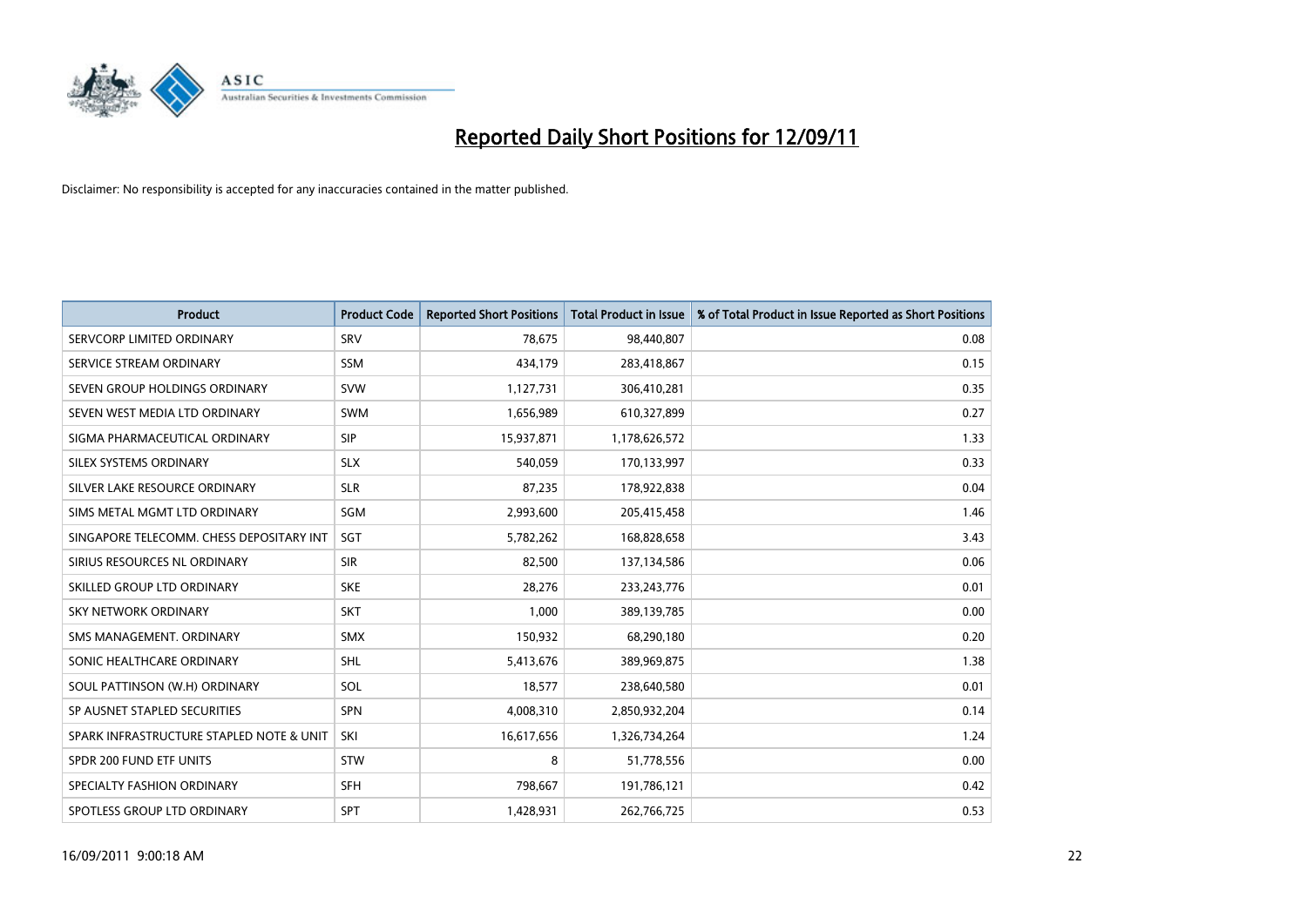# Reported Daily Short Positions for 12/09/11

Disclaimer: No responsibility is accepted for any inaccuracies contained in the matter published.

| Product | Product Code | Reported Short Positions | Total Product in Issue | % of Total Product in Issue Reported as Short Positions |
|---|---|---|---|---|
| SERVCORP LIMITED ORDINARY | SRV | 78,675 | 98,440,807 | 0.08 |
| SERVICE STREAM ORDINARY | SSM | 434,179 | 283,418,867 | 0.15 |
| SEVEN GROUP HOLDINGS ORDINARY | SVW | 1,127,731 | 306,410,281 | 0.35 |
| SEVEN WEST MEDIA LTD ORDINARY | SWM | 1,656,989 | 610,327,899 | 0.27 |
| SIGMA PHARMACEUTICAL ORDINARY | SIP | 15,937,871 | 1,178,626,572 | 1.33 |
| SILEX SYSTEMS ORDINARY | SLX | 540,059 | 170,133,997 | 0.33 |
| SILVER LAKE RESOURCE ORDINARY | SLR | 87,235 | 178,922,838 | 0.04 |
| SIMS METAL MGMT LTD ORDINARY | SGM | 2,993,600 | 205,415,458 | 1.46 |
| SINGAPORE TELECOMM. CHESS DEPOSITARY INT | SGT | 5,782,262 | 168,828,658 | 3.43 |
| SIRIUS RESOURCES NL ORDINARY | SIR | 82,500 | 137,134,586 | 0.06 |
| SKILLED GROUP LTD ORDINARY | SKE | 28,276 | 233,243,776 | 0.01 |
| SKY NETWORK ORDINARY | SKT | 1,000 | 389,139,785 | 0.00 |
| SMS MANAGEMENT. ORDINARY | SMX | 150,932 | 68,290,180 | 0.20 |
| SONIC HEALTHCARE ORDINARY | SHL | 5,413,676 | 389,969,875 | 1.38 |
| SOUL PATTINSON (W.H) ORDINARY | SOL | 18,577 | 238,640,580 | 0.01 |
| SP AUSNET STAPLED SECURITIES | SPN | 4,008,310 | 2,850,932,204 | 0.14 |
| SPARK INFRASTRUCTURE STAPLED NOTE & UNIT | SKI | 16,617,656 | 1,326,734,264 | 1.24 |
| SPDR 200 FUND ETF UNITS | STW | 8 | 51,778,556 | 0.00 |
| SPECIALTY FASHION ORDINARY | SFH | 798,667 | 191,786,121 | 0.42 |
| SPOTLESS GROUP LTD ORDINARY | SPT | 1,428,931 | 262,766,725 | 0.53 |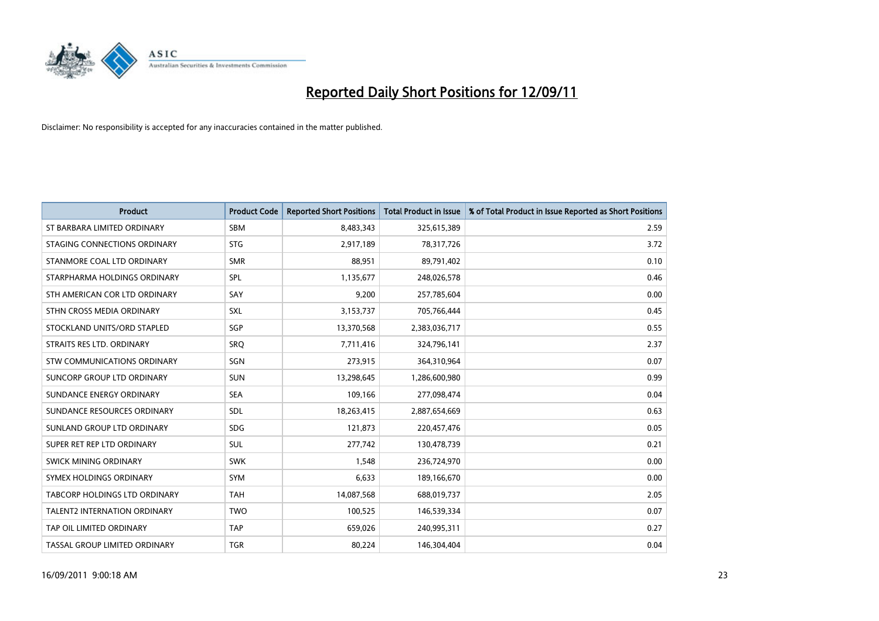# Reported Daily Short Positions for 12/09/11

Disclaimer: No responsibility is accepted for any inaccuracies contained in the matter published.

| Product | Product Code | Reported Short Positions | Total Product in Issue | % of Total Product in Issue Reported as Short Positions |
|---|---|---|---|---|
| ST BARBARA LIMITED ORDINARY | SBM | 8,483,343 | 325,615,389 | 2.59 |
| STAGING CONNECTIONS ORDINARY | STG | 2,917,189 | 78,317,726 | 3.72 |
| STANMORE COAL LTD ORDINARY | SMR | 88,951 | 89,791,402 | 0.10 |
| STARPHARMA HOLDINGS ORDINARY | SPL | 1,135,677 | 248,026,578 | 0.46 |
| STH AMERICAN COR LTD ORDINARY | SAY | 9,200 | 257,785,604 | 0.00 |
| STHN CROSS MEDIA ORDINARY | SXL | 3,153,737 | 705,766,444 | 0.45 |
| STOCKLAND UNITS/ORD STAPLED | SGP | 13,370,568 | 2,383,036,717 | 0.55 |
| STRAITS RES LTD. ORDINARY | SRQ | 7,711,416 | 324,796,141 | 2.37 |
| STW COMMUNICATIONS ORDINARY | SGN | 273,915 | 364,310,964 | 0.07 |
| SUNCORP GROUP LTD ORDINARY | SUN | 13,298,645 | 1,286,600,980 | 0.99 |
| SUNDANCE ENERGY ORDINARY | SEA | 109,166 | 277,098,474 | 0.04 |
| SUNDANCE RESOURCES ORDINARY | SDL | 18,263,415 | 2,887,654,669 | 0.63 |
| SUNLAND GROUP LTD ORDINARY | SDG | 121,873 | 220,457,476 | 0.05 |
| SUPER RET REP LTD ORDINARY | SUL | 277,742 | 130,478,739 | 0.21 |
| SWICK MINING ORDINARY | SWK | 1,548 | 236,724,970 | 0.00 |
| SYMEX HOLDINGS ORDINARY | SYM | 6,633 | 189,166,670 | 0.00 |
| TABCORP HOLDINGS LTD ORDINARY | TAH | 14,087,568 | 688,019,737 | 2.05 |
| TALENT2 INTERNATION ORDINARY | TWO | 100,525 | 146,539,334 | 0.07 |
| TAP OIL LIMITED ORDINARY | TAP | 659,026 | 240,995,311 | 0.27 |
| TASSAL GROUP LIMITED ORDINARY | TGR | 80,224 | 146,304,404 | 0.04 |

16/09/2011 9:00:18 AM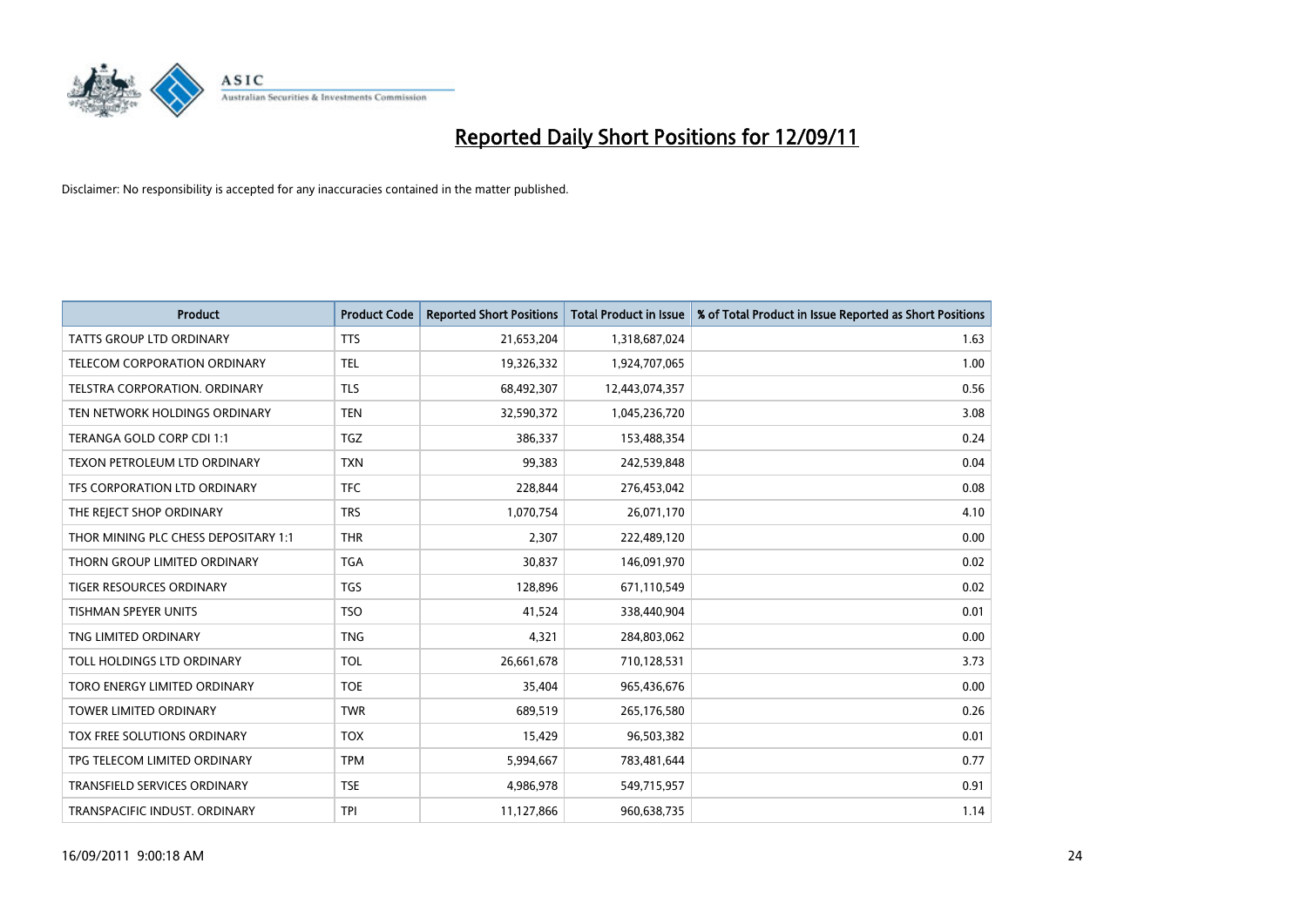# Reported Daily Short Positions for 12/09/11

Disclaimer: No responsibility is accepted for any inaccuracies contained in the matter published.

| Product | Product Code | Reported Short Positions | Total Product in Issue | % of Total Product in Issue Reported as Short Positions |
|---|---|---|---|---|
| TATTS GROUP LTD ORDINARY | TTS | 21,653,204 | 1,318,687,024 | 1.63 |
| TELECOM CORPORATION ORDINARY | TEL | 19,326,332 | 1,924,707,065 | 1.00 |
| TELSTRA CORPORATION. ORDINARY | TLS | 68,492,307 | 12,443,074,357 | 0.56 |
| TEN NETWORK HOLDINGS ORDINARY | TEN | 32,590,372 | 1,045,236,720 | 3.08 |
| TERANGA GOLD CORP CDI 1:1 | TGZ | 386,337 | 153,488,354 | 0.24 |
| TEXON PETROLEUM LTD ORDINARY | TXN | 99,383 | 242,539,848 | 0.04 |
| TFS CORPORATION LTD ORDINARY | TFC | 228,844 | 276,453,042 | 0.08 |
| THE REJECT SHOP ORDINARY | TRS | 1,070,754 | 26,071,170 | 4.10 |
| THOR MINING PLC CHESS DEPOSITARY 1:1 | THR | 2,307 | 222,489,120 | 0.00 |
| THORN GROUP LIMITED ORDINARY | TGA | 30,837 | 146,091,970 | 0.02 |
| TIGER RESOURCES ORDINARY | TGS | 128,896 | 671,110,549 | 0.02 |
| TISHMAN SPEYER UNITS | TSO | 41,524 | 338,440,904 | 0.01 |
| TNG LIMITED ORDINARY | TNG | 4,321 | 284,803,062 | 0.00 |
| TOLL HOLDINGS LTD ORDINARY | TOL | 26,661,678 | 710,128,531 | 3.73 |
| TORO ENERGY LIMITED ORDINARY | TOE | 35,404 | 965,436,676 | 0.00 |
| TOWER LIMITED ORDINARY | TWR | 689,519 | 265,176,580 | 0.26 |
| TOX FREE SOLUTIONS ORDINARY | TOX | 15,429 | 96,503,382 | 0.01 |
| TPG TELECOM LIMITED ORDINARY | TPM | 5,994,667 | 783,481,644 | 0.77 |
| TRANSFIELD SERVICES ORDINARY | TSE | 4,986,978 | 549,715,957 | 0.91 |
| TRANSPACIFIC INDUST. ORDINARY | TPI | 11,127,866 | 960,638,735 | 1.14 |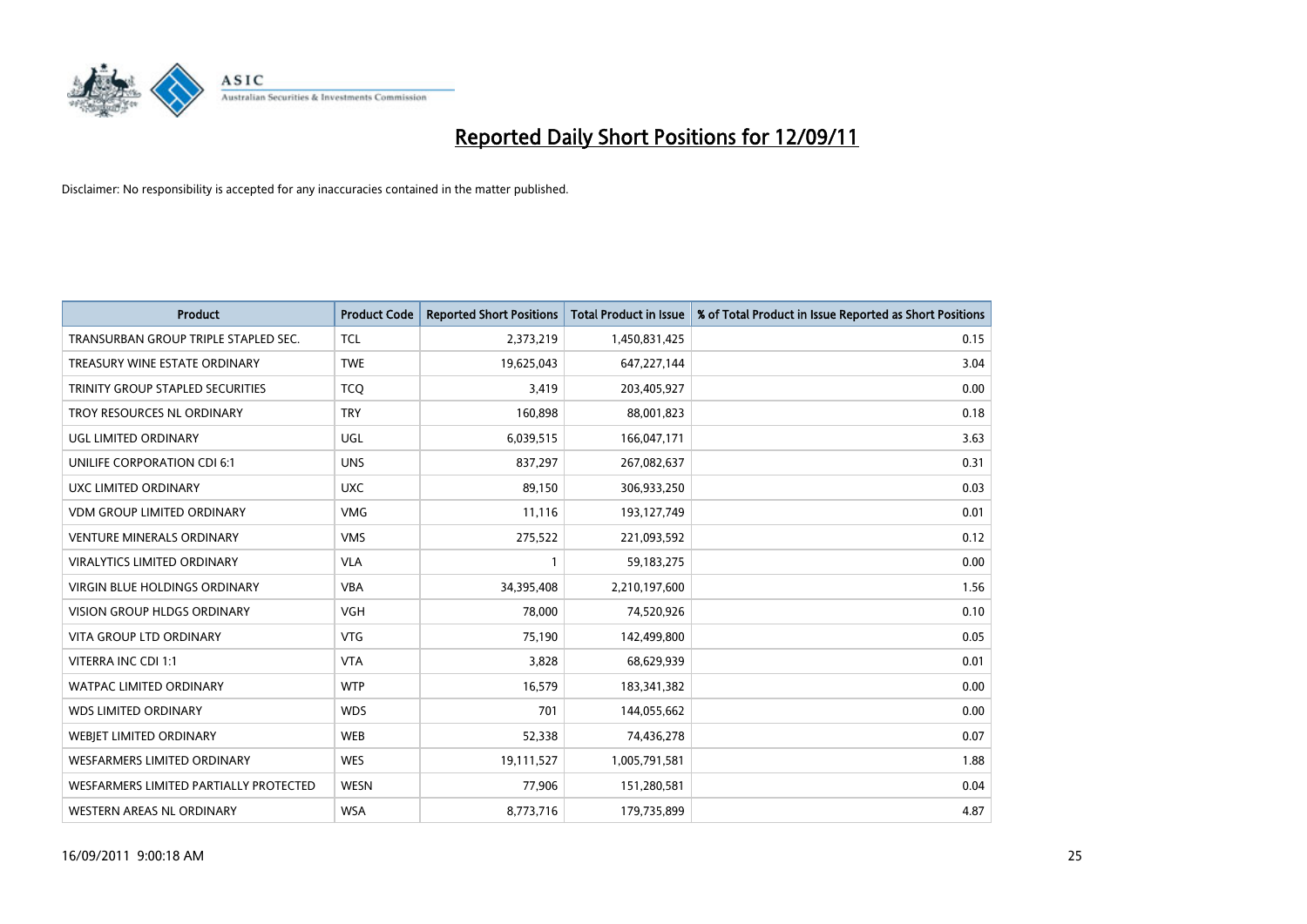# Reported Daily Short Positions for 12/09/11

Disclaimer: No responsibility is accepted for any inaccuracies contained in the matter published.

| Product | Product Code | Reported Short Positions | Total Product in Issue | % of Total Product in Issue Reported as Short Positions |
|---|---|---|---|---|
| TRANSURBAN GROUP TRIPLE STAPLED SEC. | TCL | 2,373,219 | 1,450,831,425 | 0.15 |
| TREASURY WINE ESTATE ORDINARY | TWE | 19,625,043 | 647,227,144 | 3.04 |
| TRINITY GROUP STAPLED SECURITIES | TCQ | 3,419 | 203,405,927 | 0.00 |
| TROY RESOURCES NL ORDINARY | TRY | 160,898 | 88,001,823 | 0.18 |
| UGL LIMITED ORDINARY | UGL | 6,039,515 | 166,047,171 | 3.63 |
| UNILIFE CORPORATION CDI 6:1 | UNS | 837,297 | 267,082,637 | 0.31 |
| UXC LIMITED ORDINARY | UXC | 89,150 | 306,933,250 | 0.03 |
| VDM GROUP LIMITED ORDINARY | VMG | 11,116 | 193,127,749 | 0.01 |
| VENTURE MINERALS ORDINARY | VMS | 275,522 | 221,093,592 | 0.12 |
| VIRALYTICS LIMITED ORDINARY | VLA | 1 | 59,183,275 | 0.00 |
| VIRGIN BLUE HOLDINGS ORDINARY | VBA | 34,395,408 | 2,210,197,600 | 1.56 |
| VISION GROUP HLDGS ORDINARY | VGH | 78,000 | 74,520,926 | 0.10 |
| VITA GROUP LTD ORDINARY | VTG | 75,190 | 142,499,800 | 0.05 |
| VITERRA INC CDI 1:1 | VTA | 3,828 | 68,629,939 | 0.01 |
| WATPAC LIMITED ORDINARY | WTP | 16,579 | 183,341,382 | 0.00 |
| WDS LIMITED ORDINARY | WDS | 701 | 144,055,662 | 0.00 |
| WEBJET LIMITED ORDINARY | WEB | 52,338 | 74,436,278 | 0.07 |
| WESFARMERS LIMITED ORDINARY | WES | 19,111,527 | 1,005,791,581 | 1.88 |
| WESFARMERS LIMITED PARTIALLY PROTECTED | WESN | 77,906 | 151,280,581 | 0.04 |
| WESTERN AREAS NL ORDINARY | WSA | 8,773,716 | 179,735,899 | 4.87 |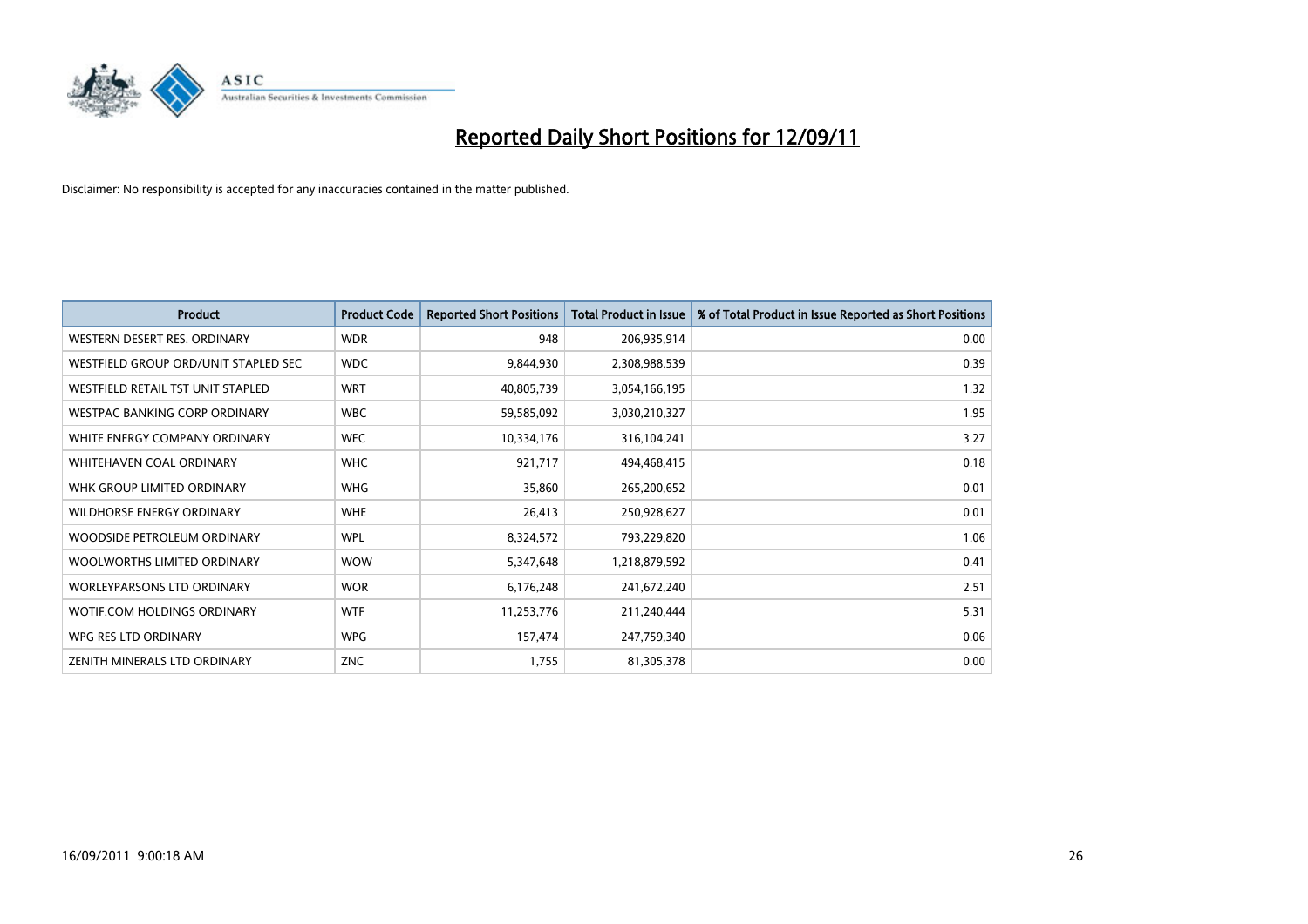# Reported Daily Short Positions for 12/09/11

Disclaimer: No responsibility is accepted for any inaccuracies contained in the matter published.

| Product | Product Code | Reported Short Positions | Total Product in Issue | % of Total Product in Issue Reported as Short Positions |
|---|---|---|---|---|
| WESTERN DESERT RES. ORDINARY | WDR | 948 | 206,935,914 | 0.00 |
| WESTFIELD GROUP ORD/UNIT STAPLED SEC | WDC | 9,844,930 | 2,308,988,539 | 0.39 |
| WESTFIELD RETAIL TST UNIT STAPLED | WRT | 40,805,739 | 3,054,166,195 | 1.32 |
| WESTPAC BANKING CORP ORDINARY | WBC | 59,585,092 | 3,030,210,327 | 1.95 |
| WHITE ENERGY COMPANY ORDINARY | WEC | 10,334,176 | 316,104,241 | 3.27 |
| WHITEHAVEN COAL ORDINARY | WHC | 921,717 | 494,468,415 | 0.18 |
| WHK GROUP LIMITED ORDINARY | WHG | 35,860 | 265,200,652 | 0.01 |
| WILDHORSE ENERGY ORDINARY | WHE | 26,413 | 250,928,627 | 0.01 |
| WOODSIDE PETROLEUM ORDINARY | WPL | 8,324,572 | 793,229,820 | 1.06 |
| WOOLWORTHS LIMITED ORDINARY | WOW | 5,347,648 | 1,218,879,592 | 0.41 |
| WORLEYPARSONS LTD ORDINARY | WOR | 6,176,248 | 241,672,240 | 2.51 |
| WOTIF.COM HOLDINGS ORDINARY | WTF | 11,253,776 | 211,240,444 | 5.31 |
| WPG RES LTD ORDINARY | WPG | 157,474 | 247,759,340 | 0.06 |
| ZENITH MINERALS LTD ORDINARY | ZNC | 1,755 | 81,305,378 | 0.00 |